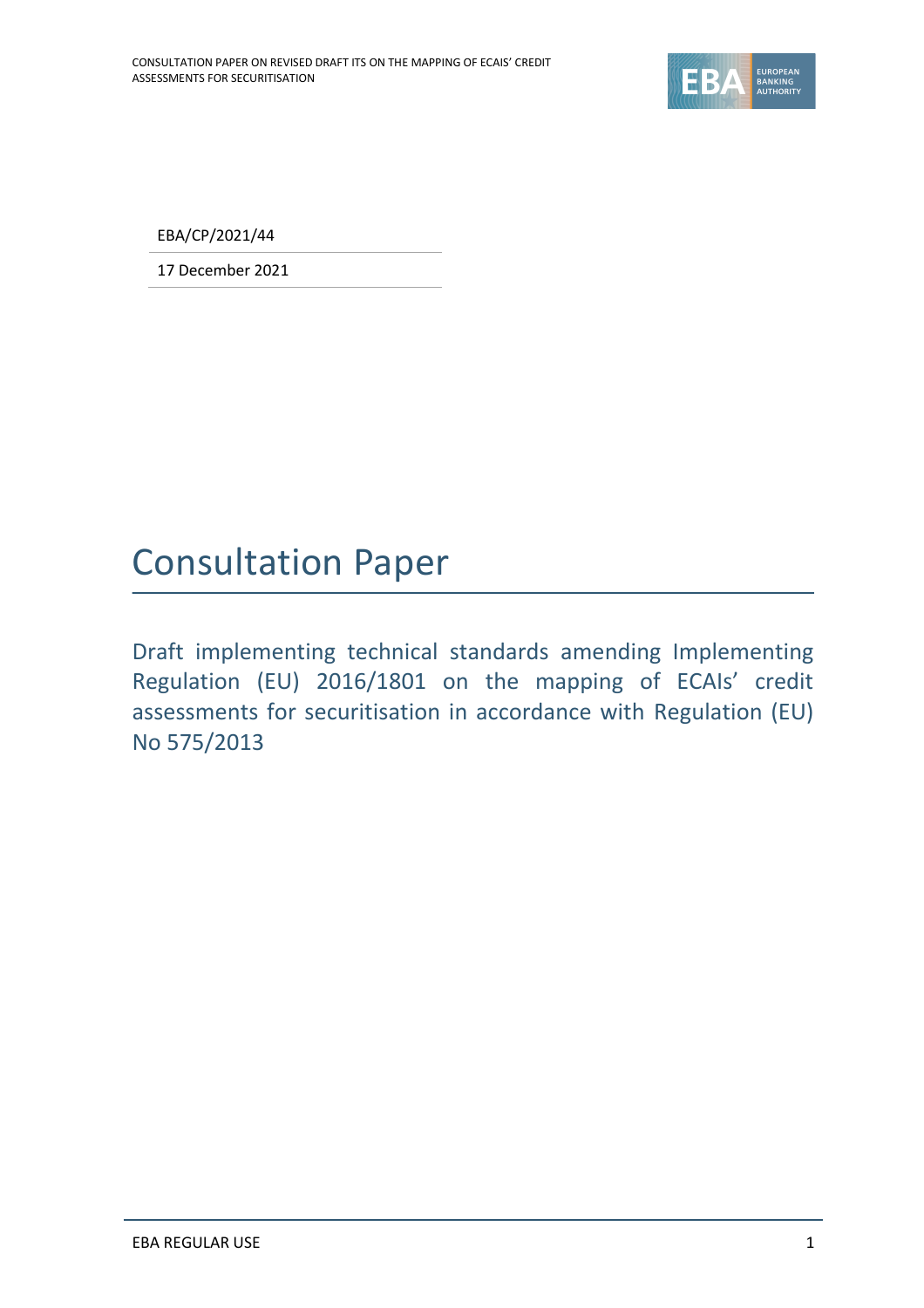EBA/CP/2021/44

17 December 2021

# Consultation Paper

## Draft implementing technical standards amending Implementing Regulation (EU) 2016/1801 on the mapping of ECAIs' credit assessments for securitisation in accordance with Regulation (EU) No 575/2013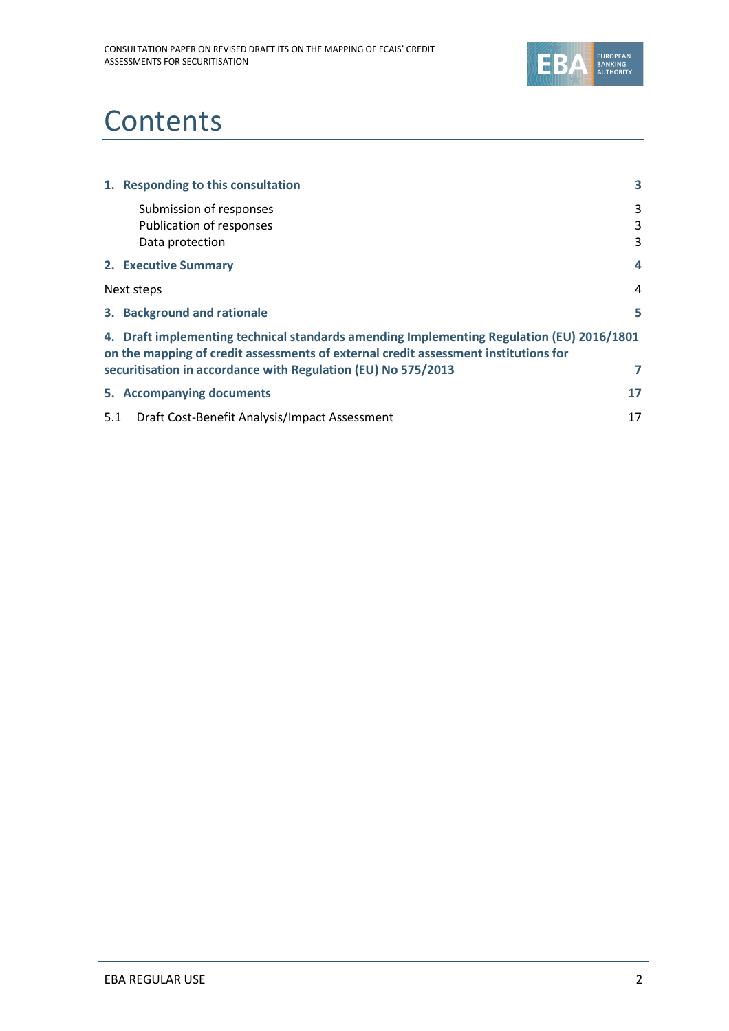# Contents

| | |
|---|---|
| **1. Responding to this consultation** | **3** |
| Submission of responses | 3 |
| Publication of responses | 3 |
| Data protection | 3 |
| **2. Executive Summary** | **4** |
| Next steps | 4 |
| **3. Background and rationale** | **5** |
| **4. Draft implementing technical standards amending Implementing Regulation (EU) 2016/1801 on the mapping of credit assessments of external credit assessment institutions for securitisation in accordance with Regulation (EU) No 575/2013** | **7** |
| **5. Accompanying documents** | **17** |
| 5.1 Draft Cost-Benefit Analysis/Impact Assessment | 17 |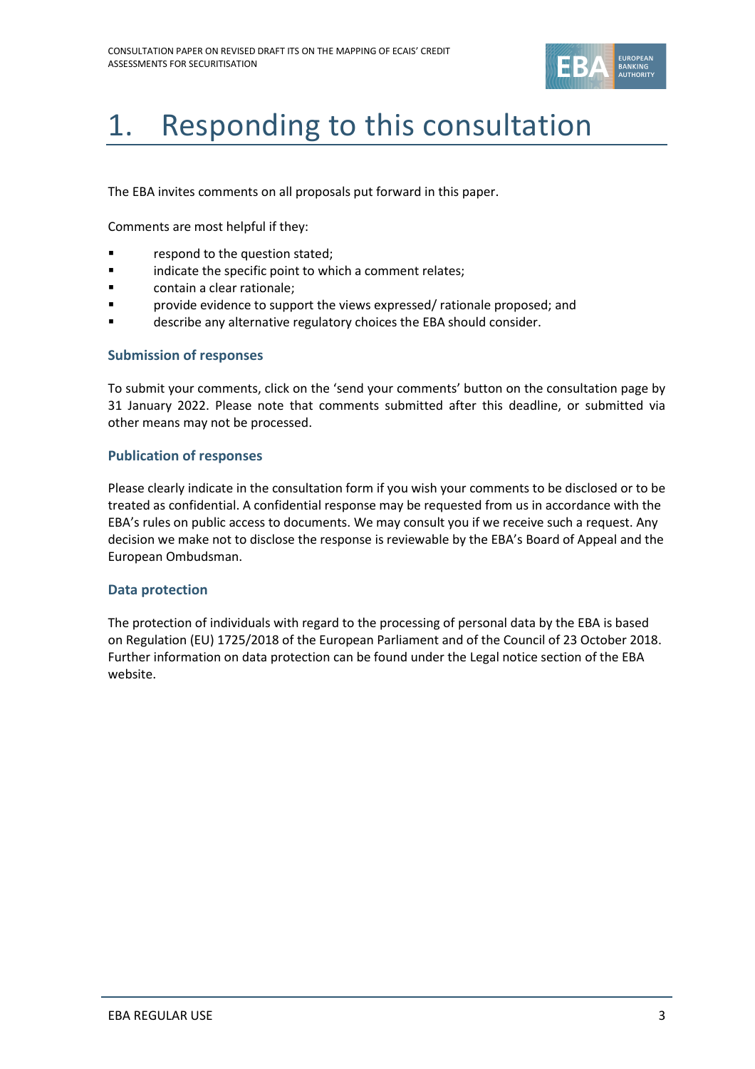# 1. Responding to this consultation

The EBA invites comments on all proposals put forward in this paper.

Comments are most helpful if they:

- respond to the question stated;
- indicate the specific point to which a comment relates;
- contain a clear rationale;
- provide evidence to support the views expressed/ rationale proposed; and
- describe any alternative regulatory choices the EBA should consider.

### Submission of responses

To submit your comments, click on the 'send your comments' button on the consultation page by 31 January 2022. Please note that comments submitted after this deadline, or submitted via other means may not be processed.

### Publication of responses

Please clearly indicate in the consultation form if you wish your comments to be disclosed or to be treated as confidential. A confidential response may be requested from us in accordance with the EBA's rules on public access to documents. We may consult you if we receive such a request. Any decision we make not to disclose the response is reviewable by the EBA's Board of Appeal and the European Ombudsman.

### Data protection

The protection of individuals with regard to the processing of personal data by the EBA is based on Regulation (EU) 1725/2018 of the European Parliament and of the Council of 23 October 2018. Further information on data protection can be found under the Legal notice section of the EBA website.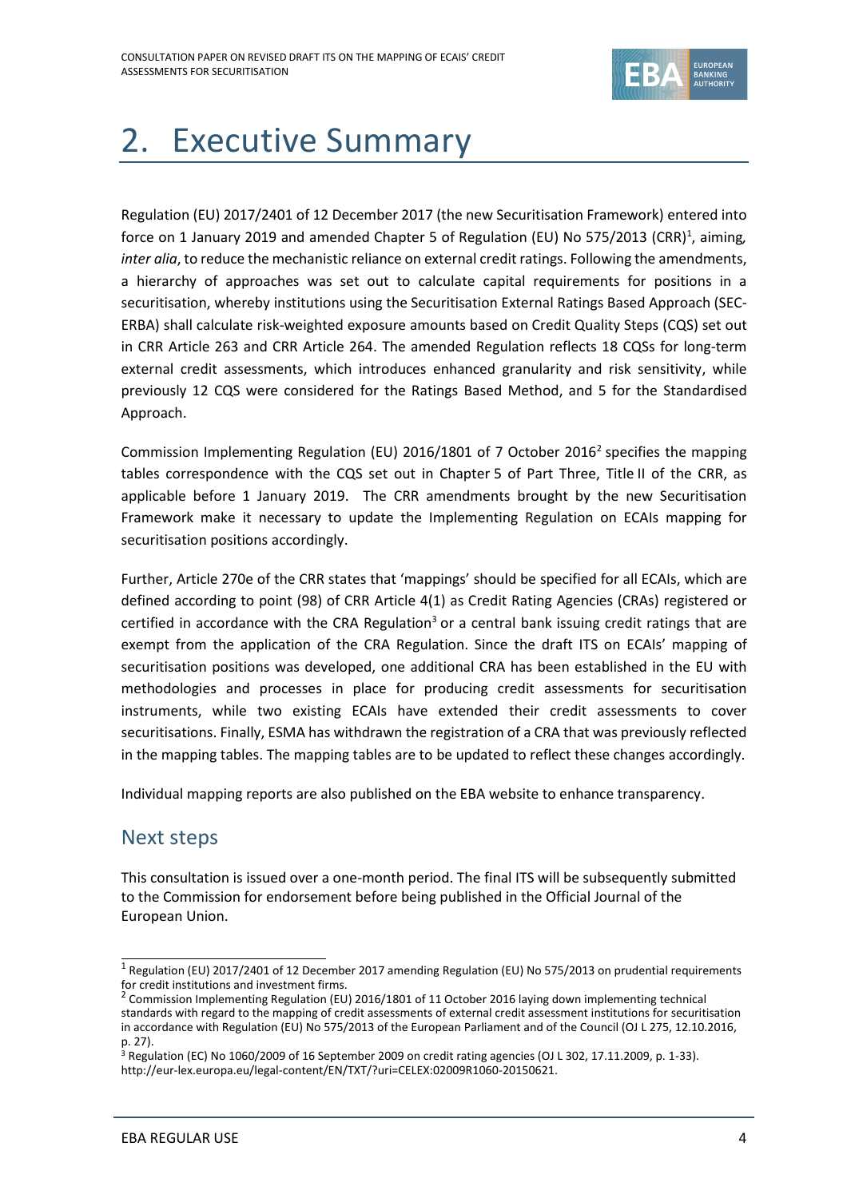# 2. Executive Summary

Regulation (EU) 2017/2401 of 12 December 2017 (the new Securitisation Framework) entered into force on 1 January 2019 and amended Chapter 5 of Regulation (EU) No 575/2013 (CRR)[1], aiming, *inter alia*, to reduce the mechanistic reliance on external credit ratings. Following the amendments, a hierarchy of approaches was set out to calculate capital requirements for positions in a securitisation, whereby institutions using the Securitisation External Ratings Based Approach (SEC-ERBA) shall calculate risk-weighted exposure amounts based on Credit Quality Steps (CQS) set out in CRR Article 263 and CRR Article 264. The amended Regulation reflects 18 CQSs for long-term external credit assessments, which introduces enhanced granularity and risk sensitivity, while previously 12 CQS were considered for the Ratings Based Method, and 5 for the Standardised Approach.

Commission Implementing Regulation (EU) 2016/1801 of 7 October 2016[2] specifies the mapping tables correspondence with the CQS set out in Chapter 5 of Part Three, Title II of the CRR, as applicable before 1 January 2019. The CRR amendments brought by the new Securitisation Framework make it necessary to update the Implementing Regulation on ECAIs mapping for securitisation positions accordingly.

Further, Article 270e of the CRR states that 'mappings' should be specified for all ECAIs, which are defined according to point (98) of CRR Article 4(1) as Credit Rating Agencies (CRAs) registered or certified in accordance with the CRA Regulation[3] or a central bank issuing credit ratings that are exempt from the application of the CRA Regulation. Since the draft ITS on ECAIs' mapping of securitisation positions was developed, one additional CRA has been established in the EU with methodologies and processes in place for producing credit assessments for securitisation instruments, while two existing ECAIs have extended their credit assessments to cover securitisations. Finally, ESMA has withdrawn the registration of a CRA that was previously reflected in the mapping tables. The mapping tables are to be updated to reflect these changes accordingly.

Individual mapping reports are also published on the EBA website to enhance transparency.

## Next steps

This consultation is issued over a one-month period. The final ITS will be subsequently submitted to the Commission for endorsement before being published in the Official Journal of the European Union.

---

[1] Regulation (EU) 2017/2401 of 12 December 2017 amending Regulation (EU) No 575/2013 on prudential requirements for credit institutions and investment firms.

[2] Commission Implementing Regulation (EU) 2016/1801 of 11 October 2016 laying down implementing technical standards with regard to the mapping of credit assessments of external credit assessment institutions for securitisation in accordance with Regulation (EU) No 575/2013 of the European Parliament and of the Council (OJ L 275, 12.10.2016, p. 27).

[3] Regulation (EC) No 1060/2009 of 16 September 2009 on credit rating agencies (OJ L 302, 17.11.2009, p. 1-33). http://eur-lex.europa.eu/legal-content/EN/TXT/?uri=CELEX:02009R1060-20150621.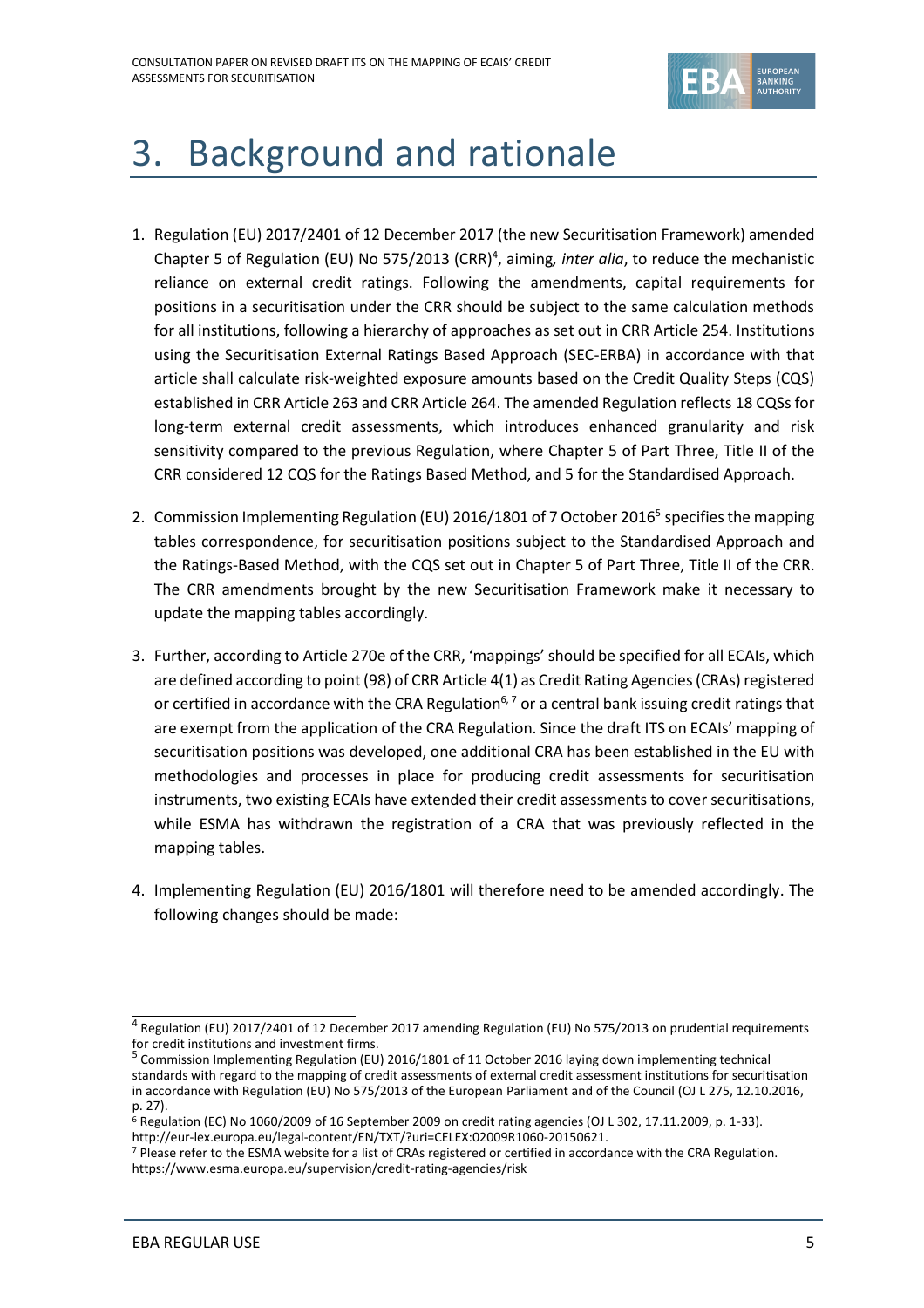# 3. Background and rationale

1. Regulation (EU) 2017/2401 of 12 December 2017 (the new Securitisation Framework) amended Chapter 5 of Regulation (EU) No 575/2013 (CRR)[4], aiming*, inter alia*, to reduce the mechanistic reliance on external credit ratings. Following the amendments, capital requirements for positions in a securitisation under the CRR should be subject to the same calculation methods for all institutions, following a hierarchy of approaches as set out in CRR Article 254. Institutions using the Securitisation External Ratings Based Approach (SEC-ERBA) in accordance with that article shall calculate risk-weighted exposure amounts based on the Credit Quality Steps (CQS) established in CRR Article 263 and CRR Article 264. The amended Regulation reflects 18 CQSs for long-term external credit assessments, which introduces enhanced granularity and risk sensitivity compared to the previous Regulation, where Chapter 5 of Part Three, Title II of the CRR considered 12 CQS for the Ratings Based Method, and 5 for the Standardised Approach.

2. Commission Implementing Regulation (EU) 2016/1801 of 7 October 2016[5] specifies the mapping tables correspondence, for securitisation positions subject to the Standardised Approach and the Ratings-Based Method, with the CQS set out in Chapter 5 of Part Three, Title II of the CRR. The CRR amendments brought by the new Securitisation Framework make it necessary to update the mapping tables accordingly.

3. Further, according to Article 270e of the CRR, 'mappings' should be specified for all ECAIs, which are defined according to point (98) of CRR Article 4(1) as Credit Rating Agencies (CRAs) registered or certified in accordance with the CRA Regulation[6, 7] or a central bank issuing credit ratings that are exempt from the application of the CRA Regulation. Since the draft ITS on ECAIs' mapping of securitisation positions was developed, one additional CRA has been established in the EU with methodologies and processes in place for producing credit assessments for securitisation instruments, two existing ECAIs have extended their credit assessments to cover securitisations, while ESMA has withdrawn the registration of a CRA that was previously reflected in the mapping tables.

4. Implementing Regulation (EU) 2016/1801 will therefore need to be amended accordingly. The following changes should be made:

---

[4] Regulation (EU) 2017/2401 of 12 December 2017 amending Regulation (EU) No 575/2013 on prudential requirements for credit institutions and investment firms.

[5] Commission Implementing Regulation (EU) 2016/1801 of 11 October 2016 laying down implementing technical standards with regard to the mapping of credit assessments of external credit assessment institutions for securitisation in accordance with Regulation (EU) No 575/2013 of the European Parliament and of the Council (OJ L 275, 12.10.2016, p. 27).

[6] Regulation (EC) No 1060/2009 of 16 September 2009 on credit rating agencies (OJ L 302, 17.11.2009, p. 1-33). http://eur-lex.europa.eu/legal-content/EN/TXT/?uri=CELEX:02009R1060-20150621.

[7] Please refer to the ESMA website for a list of CRAs registered or certified in accordance with the CRA Regulation. https://www.esma.europa.eu/supervision/credit-rating-agencies/risk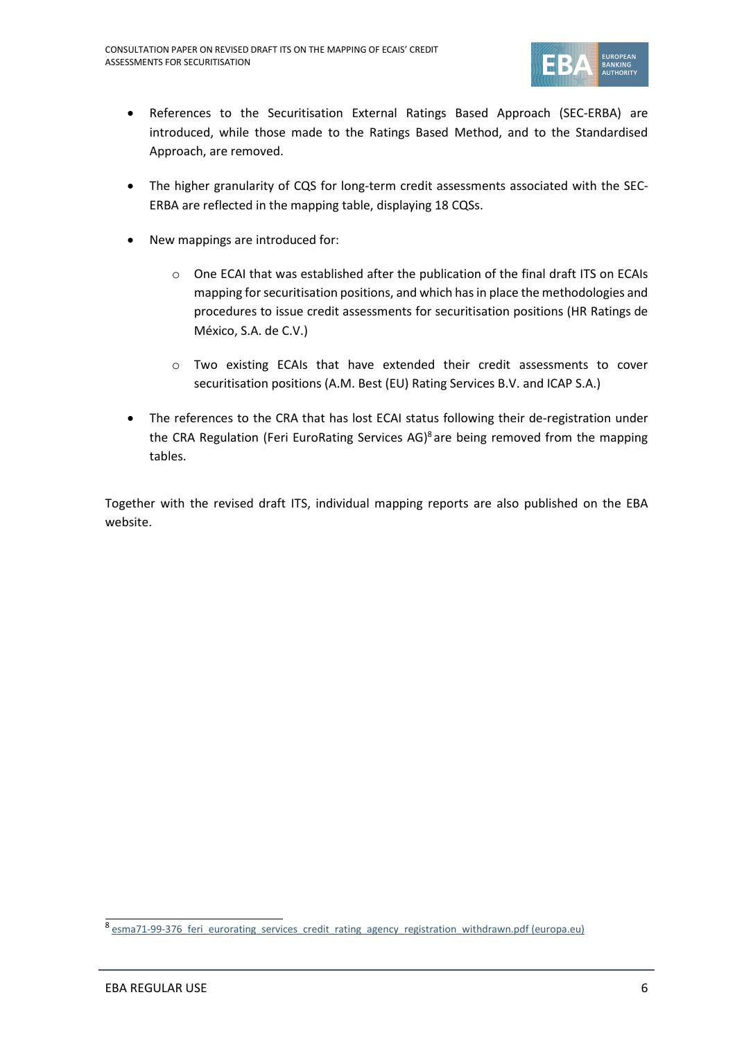- References to the Securitisation External Ratings Based Approach (SEC-ERBA) are introduced, while those made to the Ratings Based Method, and to the Standardised Approach, are removed.
- The higher granularity of CQS for long-term credit assessments associated with the SEC-ERBA are reflected in the mapping table, displaying 18 CQSs.
- New mappings are introduced for:
    - One ECAI that was established after the publication of the final draft ITS on ECAIs mapping for securitisation positions, and which has in place the methodologies and procedures to issue credit assessments for securitisation positions (HR Ratings de México, S.A. de C.V.)
    - Two existing ECAIs that have extended their credit assessments to cover securitisation positions (A.M. Best (EU) Rating Services B.V. and ICAP S.A.)
- The references to the CRA that has lost ECAI status following their de-registration under the CRA Regulation (Feri EuroRating Services AG)[8] are being removed from the mapping tables.

Together with the revised draft ITS, individual mapping reports are also published on the EBA website.

[8] esma71-99-376_feri_eurorating_services_credit_rating_agency_registration_withdrawn.pdf (europa.eu)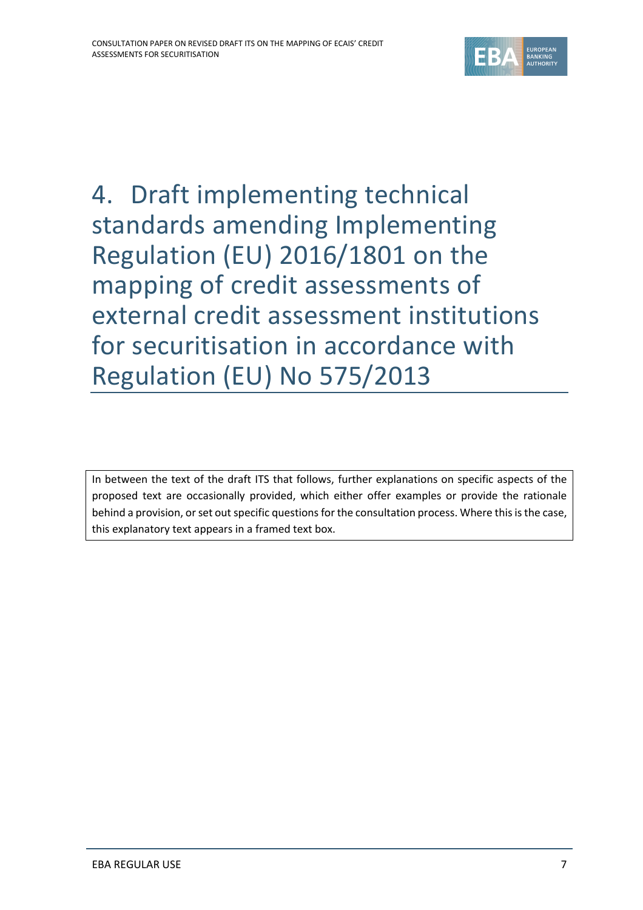# 4. Draft implementing technical standards amending Implementing Regulation (EU) 2016/1801 on the mapping of credit assessments of external credit assessment institutions for securitisation in accordance with Regulation (EU) No 575/2013

> In between the text of the draft ITS that follows, further explanations on specific aspects of the proposed text are occasionally provided, which either offer examples or provide the rationale behind a provision, or set out specific questions for the consultation process. Where this is the case, this explanatory text appears in a framed text box.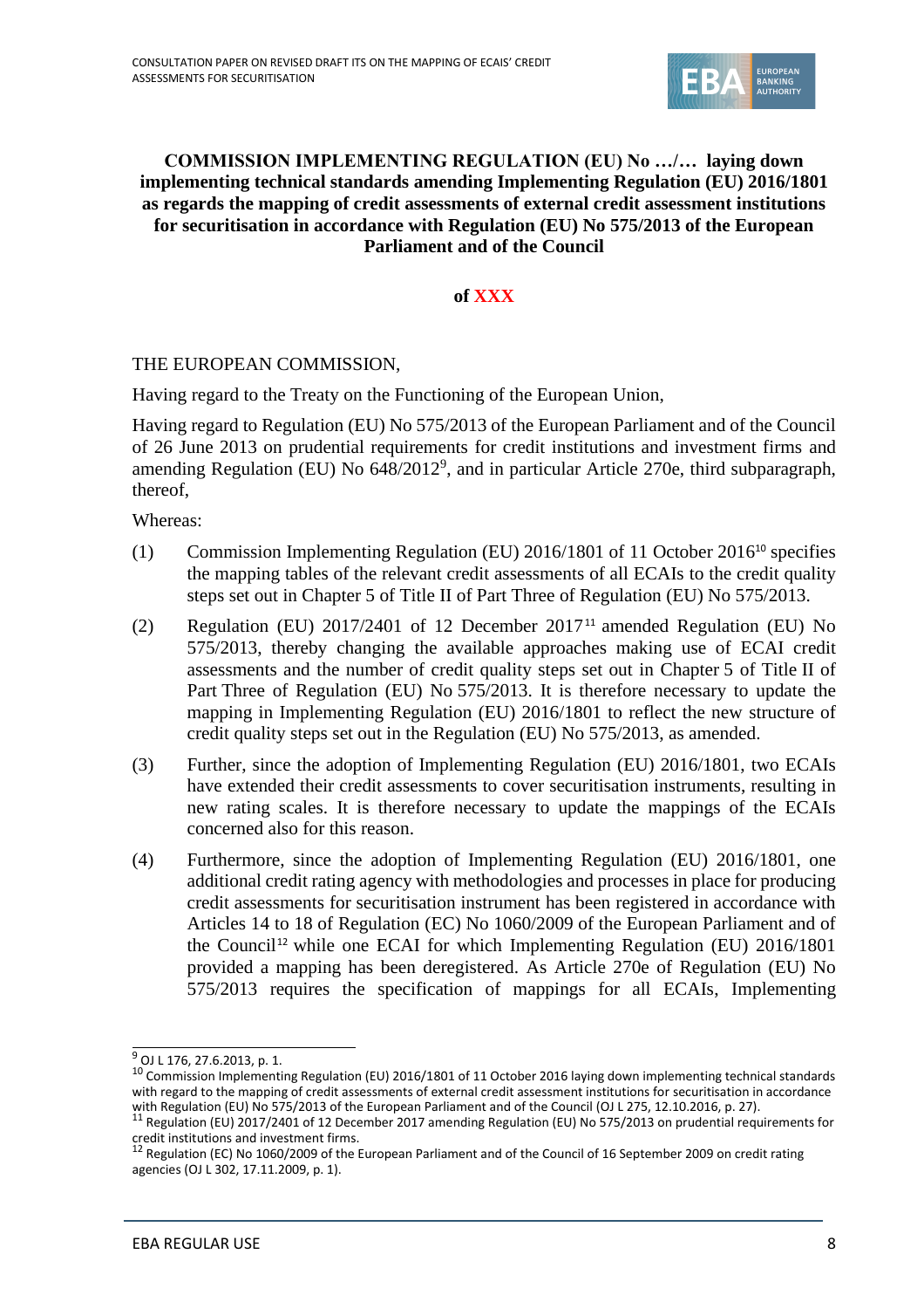**COMMISSION IMPLEMENTING REGULATION (EU) No …/… laying down implementing technical standards amending Implementing Regulation (EU) 2016/1801 as regards the mapping of credit assessments of external credit assessment institutions for securitisation in accordance with Regulation (EU) No 575/2013 of the European Parliament and of the Council**

**of XXX**

THE EUROPEAN COMMISSION,

Having regard to the Treaty on the Functioning of the European Union,

Having regard to Regulation (EU) No 575/2013 of the European Parliament and of the Council of 26 June 2013 on prudential requirements for credit institutions and investment firms and amending Regulation (EU) No 648/2012[9], and in particular Article 270e, third subparagraph, thereof,

Whereas:

(1) Commission Implementing Regulation (EU) 2016/1801 of 11 October 2016[10] specifies the mapping tables of the relevant credit assessments of all ECAIs to the credit quality steps set out in Chapter 5 of Title II of Part Three of Regulation (EU) No 575/2013.

(2) Regulation (EU) 2017/2401 of 12 December 2017[11] amended Regulation (EU) No 575/2013, thereby changing the available approaches making use of ECAI credit assessments and the number of credit quality steps set out in Chapter 5 of Title II of Part Three of Regulation (EU) No 575/2013. It is therefore necessary to update the mapping in Implementing Regulation (EU) 2016/1801 to reflect the new structure of credit quality steps set out in the Regulation (EU) No 575/2013, as amended.

(3) Further, since the adoption of Implementing Regulation (EU) 2016/1801, two ECAIs have extended their credit assessments to cover securitisation instruments, resulting in new rating scales. It is therefore necessary to update the mappings of the ECAIs concerned also for this reason.

(4) Furthermore, since the adoption of Implementing Regulation (EU) 2016/1801, one additional credit rating agency with methodologies and processes in place for producing credit assessments for securitisation instrument has been registered in accordance with Articles 14 to 18 of Regulation (EC) No 1060/2009 of the European Parliament and of the Council[12] while one ECAI for which Implementing Regulation (EU) 2016/1801 provided a mapping has been deregistered. As Article 270e of Regulation (EU) No 575/2013 requires the specification of mappings for all ECAIs, Implementing

---

[9] OJ L 176, 27.6.2013, p. 1.

[10] Commission Implementing Regulation (EU) 2016/1801 of 11 October 2016 laying down implementing technical standards with regard to the mapping of credit assessments of external credit assessment institutions for securitisation in accordance with Regulation (EU) No 575/2013 of the European Parliament and of the Council (OJ L 275, 12.10.2016, p. 27).

[11] Regulation (EU) 2017/2401 of 12 December 2017 amending Regulation (EU) No 575/2013 on prudential requirements for credit institutions and investment firms.

[12] Regulation (EC) No 1060/2009 of the European Parliament and of the Council of 16 September 2009 on credit rating agencies (OJ L 302, 17.11.2009, p. 1).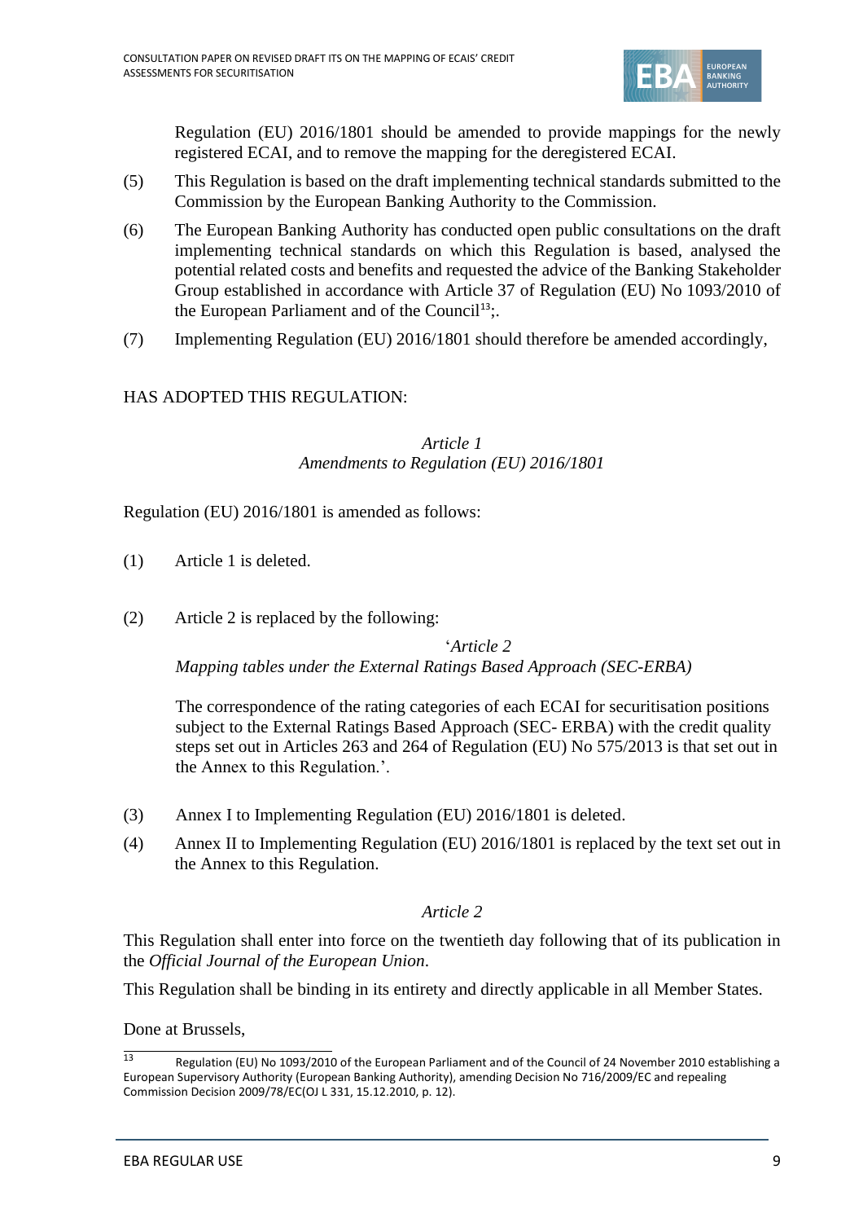Regulation (EU) 2016/1801 should be amended to provide mappings for the newly registered ECAI, and to remove the mapping for the deregistered ECAI.

(5) This Regulation is based on the draft implementing technical standards submitted to the Commission by the European Banking Authority to the Commission.

(6) The European Banking Authority has conducted open public consultations on the draft implementing technical standards on which this Regulation is based, analysed the potential related costs and benefits and requested the advice of the Banking Stakeholder Group established in accordance with Article 37 of Regulation (EU) No 1093/2010 of the European Parliament and of the Council[13];.

(7) Implementing Regulation (EU) 2016/1801 should therefore be amended accordingly,

HAS ADOPTED THIS REGULATION:

*Article 1*
*Amendments to Regulation (EU) 2016/1801*

Regulation (EU) 2016/1801 is amended as follows:

(1) Article 1 is deleted.

(2) Article 2 is replaced by the following:

'*Article 2*
*Mapping tables under the External Ratings Based Approach (SEC-ERBA)*

The correspondence of the rating categories of each ECAI for securitisation positions subject to the External Ratings Based Approach (SEC- ERBA) with the credit quality steps set out in Articles 263 and 264 of Regulation (EU) No 575/2013 is that set out in the Annex to this Regulation.'.

(3) Annex I to Implementing Regulation (EU) 2016/1801 is deleted.

(4) Annex II to Implementing Regulation (EU) 2016/1801 is replaced by the text set out in the Annex to this Regulation.

*Article 2*

This Regulation shall enter into force on the twentieth day following that of its publication in the *Official Journal of the European Union*.

This Regulation shall be binding in its entirety and directly applicable in all Member States.

Done at Brussels,

[13] Regulation (EU) No 1093/2010 of the European Parliament and of the Council of 24 November 2010 establishing a European Supervisory Authority (European Banking Authority), amending Decision No 716/2009/EC and repealing Commission Decision 2009/78/EC(OJ L 331, 15.12.2010, p. 12).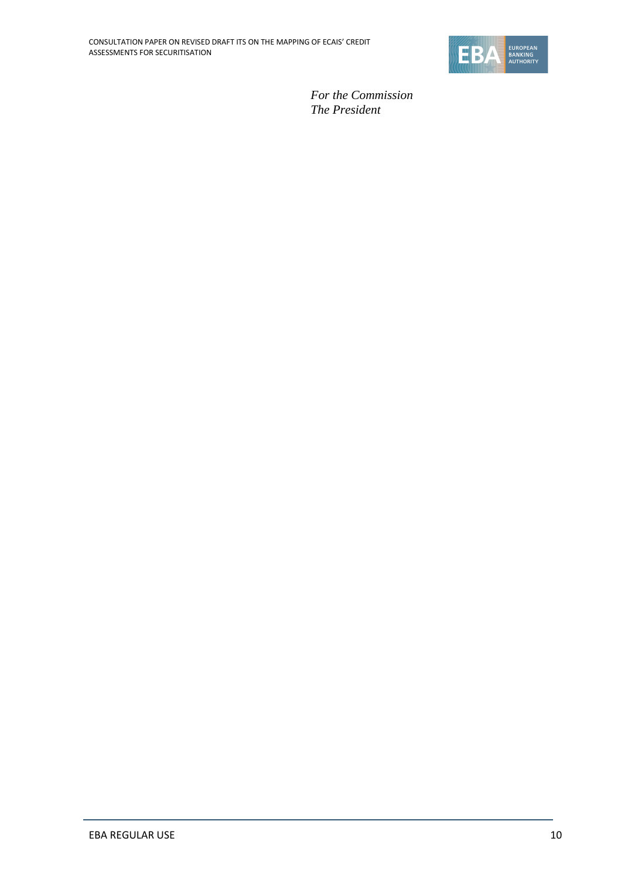*For the Commission*
*The President*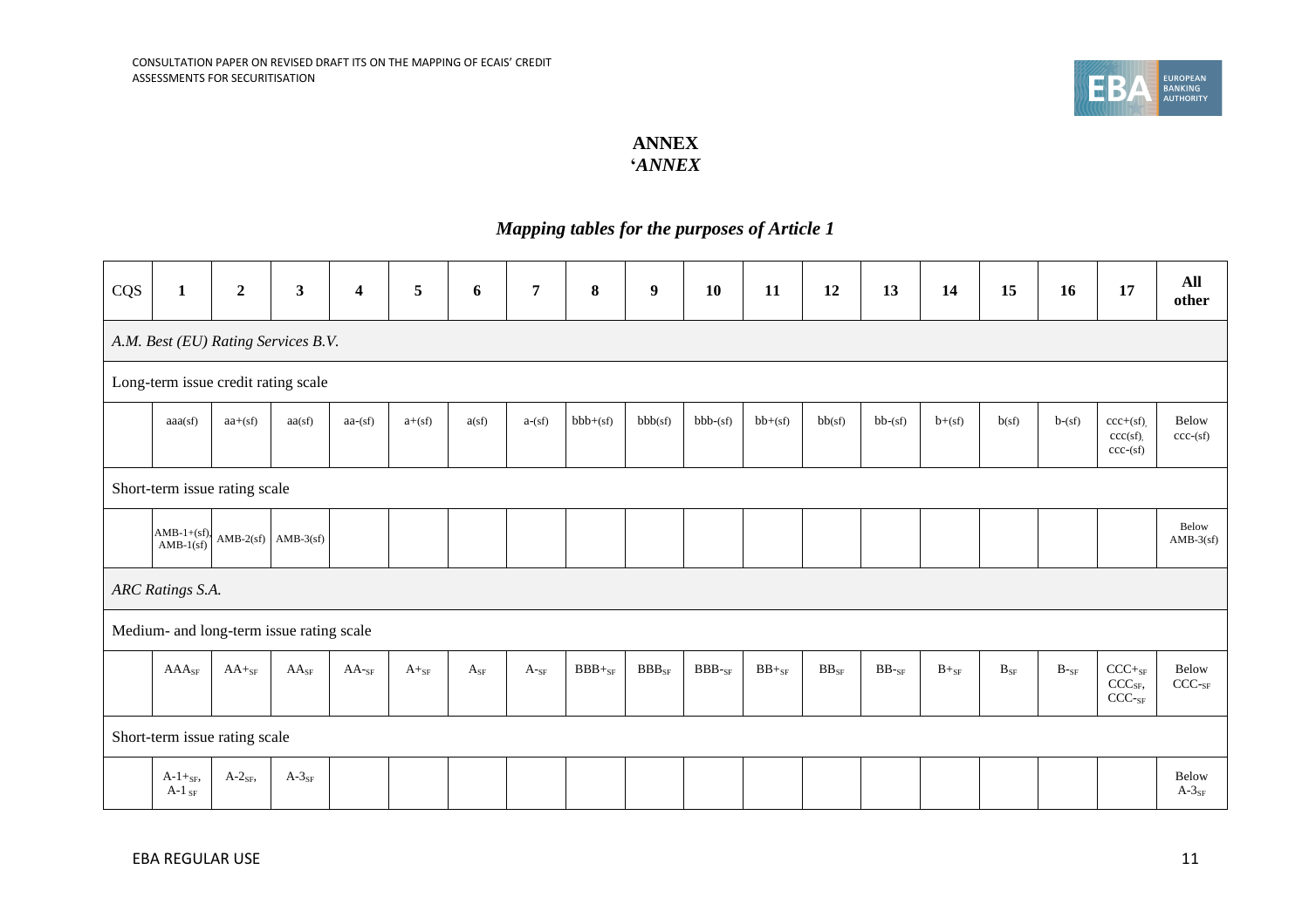## ANNEX

## '*ANNEX*

### *Mapping tables for the purposes of Article 1*

| CQS | 1 | 2 | 3 | 4 | 5 | 6 | 7 | 8 | 9 | 10 | 11 | 12 | 13 | 14 | 15 | 16 | 17 | All other |
|---|---|---|---|---|---|---|---|---|---|---|---|---|---|---|---|---|---|---|
| *A.M. Best (EU) Rating Services B.V.* | | | | | | | | | | | | | | | | | | |
| Long-term issue credit rating scale | | | | | | | | | | | | | | | | | | |
| | aaa(sf) | aa+(sf) | aa(sf) | aa-(sf) | a+(sf) | a(sf) | a-(sf) | bbb+(sf) | bbb(sf) | bbb-(sf) | bb+(sf) | bb(sf) | bb-(sf) | b+(sf) | b(sf) | b-(sf) | ccc+(sf), ccc(sf), ccc-(sf) | Below ccc-(sf) |
| Short-term issue rating scale | | | | | | | | | | | | | | | | | | |
| | AMB-1+(sf), AMB-1(sf) | AMB-2(sf) | AMB-3(sf) | | | | | | | | | | | | | | | Below AMB-3(sf) |
| *ARC Ratings S.A.* | | | | | | | | | | | | | | | | | | |
| Medium- and long-term issue rating scale | | | | | | | | | | | | | | | | | | |
| | $AAA_{SF}$ | $AA+_{SF}$ | $AA_{SF}$ | $AA-_{SF}$ | $A+_{SF}$ | $A_{SF}$ | $A-_{SF}$ | $BBB+_{SF}$ | $BBB_{SF}$ | $BBB-_{SF}$ | $BB+_{SF}$ | $BB_{SF}$ | $BB-_{SF}$ | $B+_{SF}$ | $B_{SF}$ | $B-_{SF}$ | $CCC+_{SF}$, $CCC_{SF}$, $CCC-_{SF}$ | Below $CCC-_{SF}$ |
| Short-term issue rating scale | | | | | | | | | | | | | | | | | | |
| | $A\text{-}1+_{SF}$, $A\text{-}1_{SF}$ | $A\text{-}2_{SF}$, | $A\text{-}3_{SF}$ | | | | | | | | | | | | | | | Below $A\text{-}3_{SF}$ |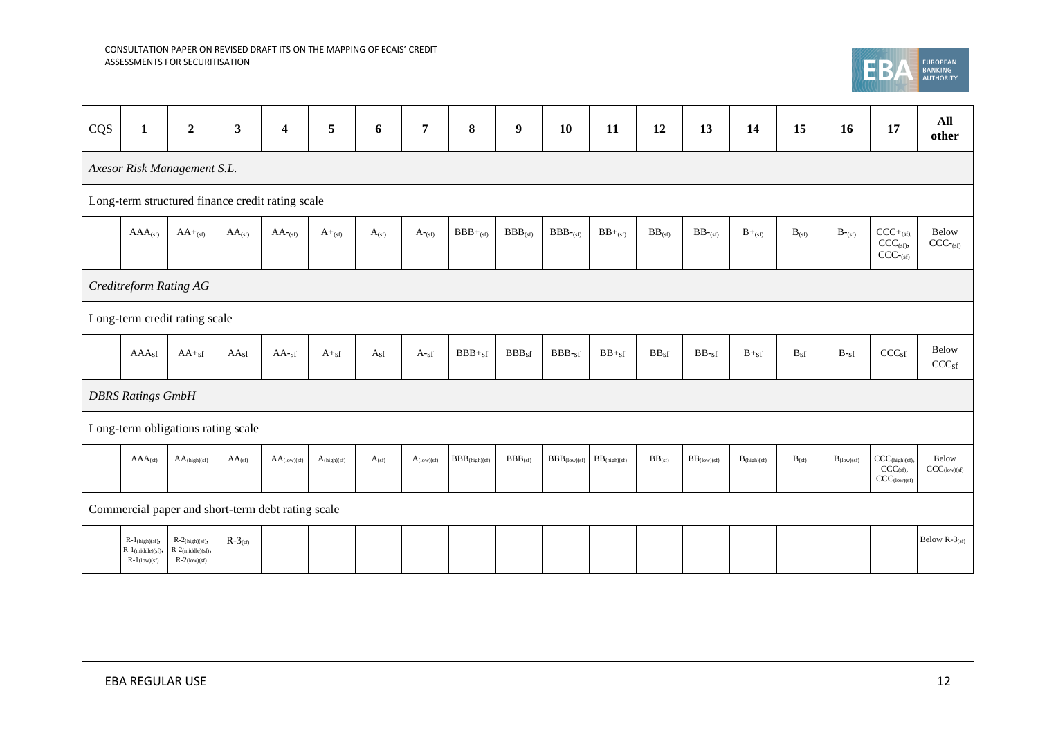| CQS | 1 | 2 | 3 | 4 | 5 | 6 | 7 | 8 | 9 | 10 | 11 | 12 | 13 | 14 | 15 | 16 | 17 | All other |
|---|---|---|---|---|---|---|---|---|---|---|---|---|---|---|---|---|---|---|
| *Axesor Risk Management S.L.* | | | | | | | | | | | | | | | | | | |
| Long-term structured finance credit rating scale | | | | | | | | | | | | | | | | | | |
| | $AAA_{(sf)}$ | $AA+_{(sf)}$ | $AA_{(sf)}$ | $AA-_{(sf)}$ | $A+_{(sf)}$ | $A_{(sf)}$ | $A-_{(sf)}$ | $BBB+_{(sf)}$ | $BBB_{(sf)}$ | $BBB-_{(sf)}$ | $BB+_{(sf)}$ | $BB_{(sf)}$ | $BB-_{(sf)}$ | $B+_{(sf)}$ | $B_{(sf)}$ | $B-_{(sf)}$ | $CCC+_{(sf)}$, $CCC_{(sf)}$, $CCC-_{(sf)}$ | Below $CCC-_{(sf)}$ |
| *Creditreform Rating AG* | | | | | | | | | | | | | | | | | | |
| Long-term credit rating scale | | | | | | | | | | | | | | | | | | |
| | $AAA_{sf}$ | $AA+_{sf}$ | $AA_{sf}$ | $AA-_{sf}$ | $A+_{sf}$ | $A_{sf}$ | $A-_{sf}$ | $BBB+_{sf}$ | $BBB_{sf}$ | $BBB-_{sf}$ | $BB+_{sf}$ | $BB_{sf}$ | $BB-_{sf}$ | $B+_{sf}$ | $B_{sf}$ | $B-_{sf}$ | $CCC_{sf}$ | Below $CCC_{sf}$ |
| *DBRS Ratings GmbH* | | | | | | | | | | | | | | | | | | |
| Long-term obligations rating scale | | | | | | | | | | | | | | | | | | |
| | $AAA_{(sf)}$ | $AA_{(high)(sf)}$ | $AA_{(sf)}$ | $AA_{(low)(sf)}$ | $A_{(high)(sf)}$ | $A_{(sf)}$ | $A_{(low)(sf)}$ | $BBB_{(high)(sf)}$ | $BBB_{(sf)}$ | $BBB_{(low)(sf)}$ | $BB_{(high)(sf)}$ | $BB_{(sf)}$ | $BB_{(low)(sf)}$ | $B_{(high)(sf)}$ | $B_{(sf)}$ | $B_{(low)(sf)}$ | $CCC_{(high)(sf)}$, $CCC_{(sf)}$, $CCC_{(low)(sf)}$ | Below $CCC_{(low)(sf)}$ |
| Commercial paper and short-term debt rating scale | | | | | | | | | | | | | | | | | | |
| | $R\text{-}1_{(high)(sf)}$, $R\text{-}1_{(middle)(sf)}$, $R\text{-}1_{(low)(sf)}$ | $R\text{-}2_{(high)(sf)}$, $R\text{-}2_{(middle)(sf)}$, $R\text{-}2_{(low)(sf)}$ | $R\text{-}3_{(sf)}$ | | | | | | | | | | | | | | | Below $R\text{-}3_{(sf)}$ |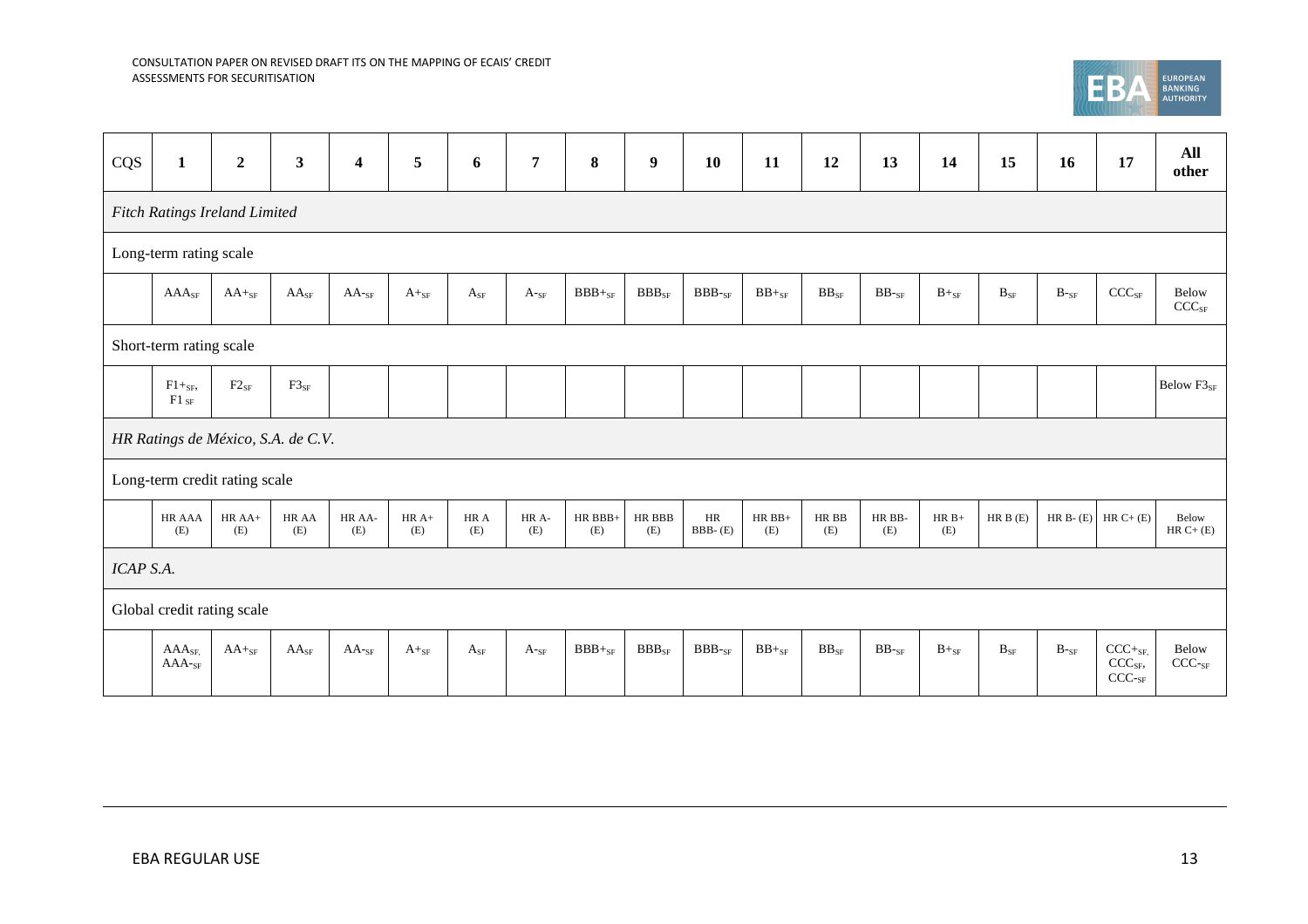| CQS | 1 | 2 | 3 | 4 | 5 | 6 | 7 | 8 | 9 | 10 | 11 | 12 | 13 | 14 | 15 | 16 | 17 | All other |
|---|---|---|---|---|---|---|---|---|---|---|---|---|---|---|---|---|---|---|
| *Fitch Ratings Ireland Limited* | | | | | | | | | | | | | | | | | | |
| Long-term rating scale | | | | | | | | | | | | | | | | | | |
| | $AAA_{SF}$ | $AA+_{SF}$ | $AA_{SF}$ | $AA-_{SF}$ | $A+_{SF}$ | $A_{SF}$ | $A-_{SF}$ | $BBB+_{SF}$ | $BBB_{SF}$ | $BBB-_{SF}$ | $BB+_{SF}$ | $BB_{SF}$ | $BB-_{SF}$ | $B+_{SF}$ | $B_{SF}$ | $B-_{SF}$ | $CCC_{SF}$ | Below $CCC_{SF}$ |
| Short-term rating scale | | | | | | | | | | | | | | | | | | |
| | $F1+_{SF}$, $F1_{SF}$ | $F2_{SF}$ | $F3_{SF}$ | | | | | | | | | | | | | | | Below $F3_{SF}$ |
| *HR Ratings de México, S.A. de C.V.* | | | | | | | | | | | | | | | | | | |
| Long-term credit rating scale | | | | | | | | | | | | | | | | | | |
| | HR AAA (E) | HR AA+ (E) | HR AA (E) | HR AA- (E) | HR A+ (E) | HR A (E) | HR A- (E) | HR BBB+ (E) | HR BBB (E) | HR BBB- (E) | HR BB+ (E) | HR BB (E) | HR BB- (E) | HR B+ (E) | HR B (E) | HR B- (E) | HR C+ (E) | Below HR C+ (E) |
| *ICAP S.A.* | | | | | | | | | | | | | | | | | | |
| Global credit rating scale | | | | | | | | | | | | | | | | | | |
| | $AAA_{SF}$, $AAA-_{SF}$ | $AA+_{SF}$ | $AA_{SF}$ | $AA-_{SF}$ | $A+_{SF}$ | $A_{SF}$ | $A-_{SF}$ | $BBB+_{SF}$ | $BBB_{SF}$ | $BBB-_{SF}$ | $BB+_{SF}$ | $BB_{SF}$ | $BB-_{SF}$ | $B+_{SF}$ | $B_{SF}$ | $B-_{SF}$ | $CCC+_{SF}$, $CCC_{SF}$, $CCC-_{SF}$ | Below $CCC-_{SF}$ |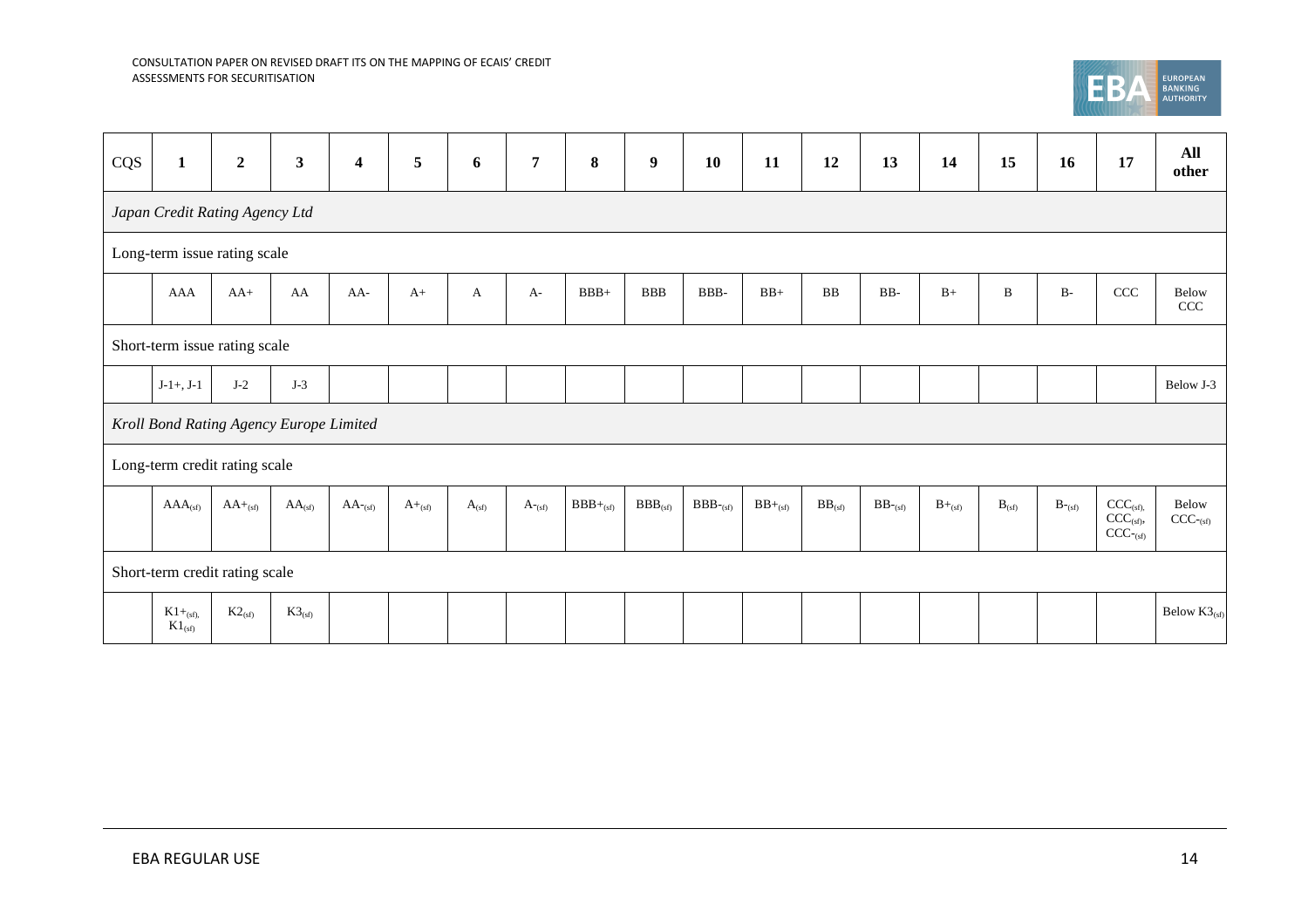| CQS | 1 | 2 | 3 | 4 | 5 | 6 | 7 | 8 | 9 | 10 | 11 | 12 | 13 | 14 | 15 | 16 | 17 | All other |
|---|---|---|---|---|---|---|---|---|---|---|---|---|---|---|---|---|---|---|
| *Japan Credit Rating Agency Ltd* | | | | | | | | | | | | | | | | | | |
| Long-term issue rating scale | | | | | | | | | | | | | | | | | | |
| | AAA | AA+ | AA | AA- | A+ | A | A- | BBB+ | BBB | BBB- | BB+ | BB | BB- | B+ | B | B- | CCC | Below CCC |
| Short-term issue rating scale | | | | | | | | | | | | | | | | | | |
| | J-1+, J-1 | J-2 | J-3 | | | | | | | | | | | | | | | Below J-3 |
| *Kroll Bond Rating Agency Europe Limited* | | | | | | | | | | | | | | | | | | |
| Long-term credit rating scale | | | | | | | | | | | | | | | | | | |
| | $AAA_{(sf)}$ | $AA+_{(sf)}$ | $AA_{(sf)}$ | $AA-_{(sf)}$ | $A+_{(sf)}$ | $A_{(sf)}$ | $A-_{(sf)}$ | $BBB+_{(sf)}$ | $BBB_{(sf)}$ | $BBB-_{(sf)}$ | $BB+_{(sf)}$ | $BB_{(sf)}$ | $BB-_{(sf)}$ | $B+_{(sf)}$ | $B_{(sf)}$ | $B-_{(sf)}$ | $CCC+_{(sf)}$, $CCC_{(sf)}$, $CCC-_{(sf)}$ | Below $CCC-_{(sf)}$ |
| Short-term credit rating scale | | | | | | | | | | | | | | | | | | |
| | $K1+_{(sf)}$, $K1_{(sf)}$ | $K2_{(sf)}$ | $K3_{(sf)}$ | | | | | | | | | | | | | | | Below $K3_{(sf)}$ |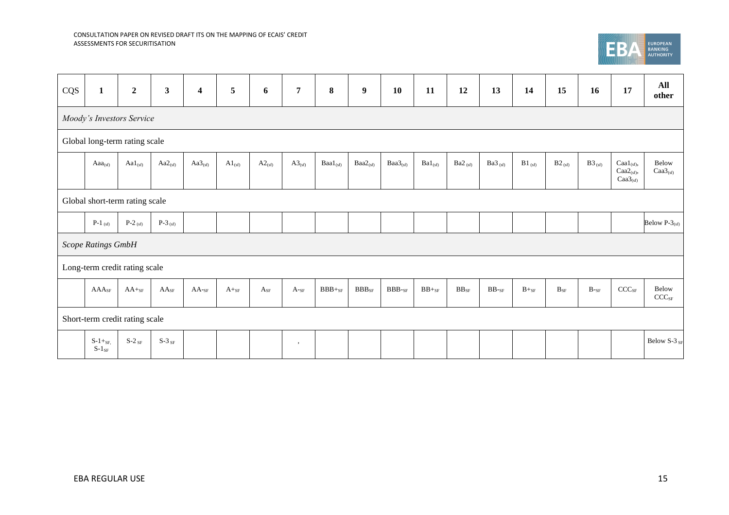| CQS | 1 | 2 | 3 | 4 | 5 | 6 | 7 | 8 | 9 | 10 | 11 | 12 | 13 | 14 | 15 | 16 | 17 | All other |
|---|---|---|---|---|---|---|---|---|---|---|---|---|---|---|---|---|---|---|
| *Moody's Investors Service* | | | | | | | | | | | | | | | | | | |
| Global long-term rating scale | | | | | | | | | | | | | | | | | | |
| | $Aaa_{(sf)}$ | $Aa1_{(sf)}$ | $Aa2_{(sf)}$ | $Aa3_{(sf)}$ | $A1_{(sf)}$ | $A2_{(sf)}$ | $A3_{(sf)}$ | $Baa1_{(sf)}$ | $Baa2_{(sf)}$ | $Baa3_{(sf)}$ | $Ba1_{(sf)}$ | $Ba2_{(sf)}$ | $Ba3_{(sf)}$ | $B1_{(sf)}$ | $B2_{(sf)}$ | $B3_{(sf)}$ | $Caa1_{(sf)}$, $Caa2_{(sf)}$, $Caa3_{(sf)}$ | Below $Caa3_{(sf)}$ |
| Global short-term rating scale | | | | | | | | | | | | | | | | | | |
| | $P\text{-}1_{(sf)}$ | $P\text{-}2_{(sf)}$ | $P\text{-}3_{(sf)}$ | | | | | | | | | | | | | | | Below $P\text{-}3_{(sf)}$ |
| *Scope Ratings GmbH* | | | | | | | | | | | | | | | | | | |
| Long-term credit rating scale | | | | | | | | | | | | | | | | | | |
| | $AAA_{SF}$ | $AA+_{SF}$ | $AA_{SF}$ | $AA-_{SF}$ | $A+_{SF}$ | $A_{SF}$ | $A-_{SF}$ | $BBB+_{SF}$ | $BBB_{SF}$ | $BBB-_{SF}$ | $BB+_{SF}$ | $BB_{SF}$ | $BB-_{SF}$ | $B+_{SF}$ | $B_{SF}$ | $B-_{SF}$ | $CCC_{SF}$ | Below $CCC_{SF}$ |
| Short-term credit rating scale | | | | | | | | | | | | | | | | | | |
| | $S\text{-}1+_{SF}$, $S\text{-}1_{SF}$ | $S\text{-}2_{SF}$ | $S\text{-}3_{SF}$ | | | | , | | | | | | | | | | | Below $S\text{-}3_{SF}$ |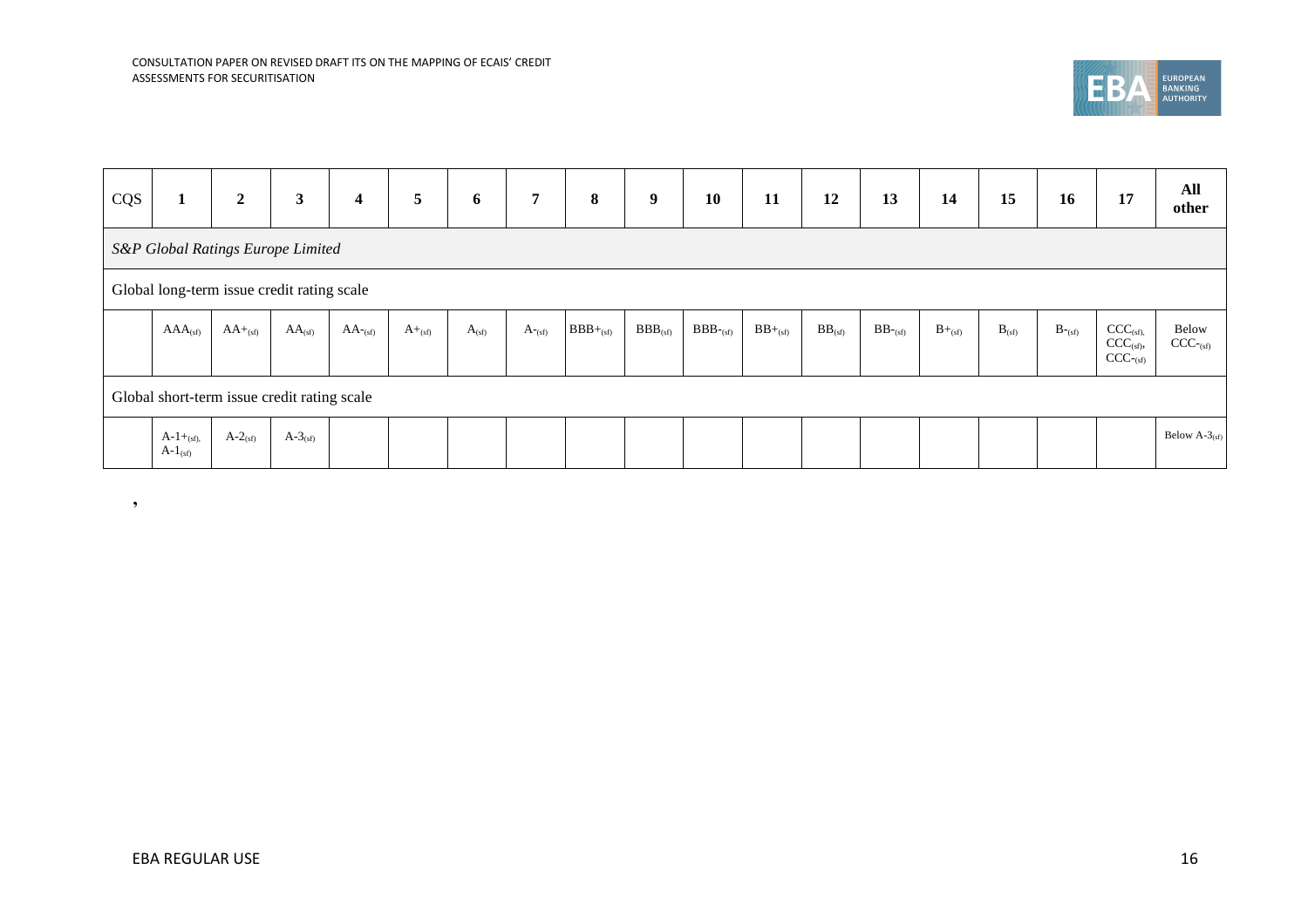| CQS | 1 | 2 | 3 | 4 | 5 | 6 | 7 | 8 | 9 | 10 | 11 | 12 | 13 | 14 | 15 | 16 | 17 | All other |
|---|---|---|---|---|---|---|---|---|---|---|---|---|---|---|---|---|---|---|
| *S&P Global Ratings Europe Limited* | | | | | | | | | | | | | | | | | | |
| Global long-term issue credit rating scale | | | | | | | | | | | | | | | | | | |
| | $AAA_{(sf)}$ | $AA+_{(sf)}$ | $AA_{(sf)}$ | $AA-_{(sf)}$ | $A+_{(sf)}$ | $A_{(sf)}$ | $A-_{(sf)}$ | $BBB+_{(sf)}$ | $BBB_{(sf)}$ | $BBB-_{(sf)}$ | $BB+_{(sf)}$ | $BB_{(sf)}$ | $BB-_{(sf)}$ | $B+_{(sf)}$ | $B_{(sf)}$ | $B-_{(sf)}$ | $CCC_{(sf)}$, $CCC_{(sf)}$, $CCC-_{(sf)}$ | Below $CCC-_{(sf)}$ |
| Global short-term issue credit rating scale | | | | | | | | | | | | | | | | | | |
| | $A\text{-}1+_{(sf)}$, $A\text{-}1_{(sf)}$ | $A\text{-}2_{(sf)}$ | $A\text{-}3_{(sf)}$ | | | | | | | | | | | | | | | Below $A\text{-}3_{(sf)}$ |

,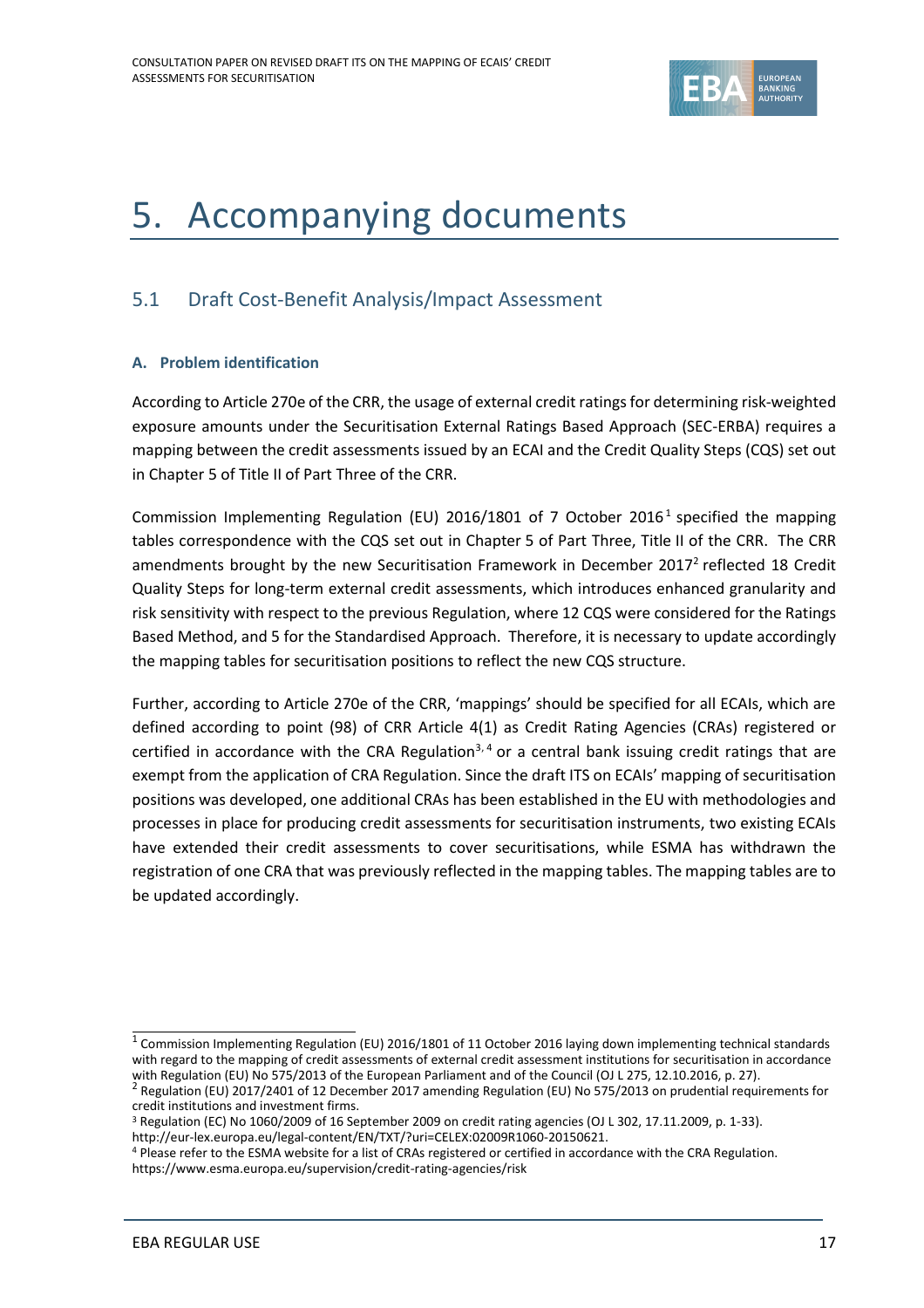# 5. Accompanying documents

## 5.1 Draft Cost-Benefit Analysis/Impact Assessment

### A. Problem identification

According to Article 270e of the CRR, the usage of external credit ratings for determining risk-weighted exposure amounts under the Securitisation External Ratings Based Approach (SEC-ERBA) requires a mapping between the credit assessments issued by an ECAI and the Credit Quality Steps (CQS) set out in Chapter 5 of Title II of Part Three of the CRR.

Commission Implementing Regulation (EU) 2016/1801 of 7 October 2016[1] specified the mapping tables correspondence with the CQS set out in Chapter 5 of Part Three, Title II of the CRR. The CRR amendments brought by the new Securitisation Framework in December 2017[2] reflected 18 Credit Quality Steps for long-term external credit assessments, which introduces enhanced granularity and risk sensitivity with respect to the previous Regulation, where 12 CQS were considered for the Ratings Based Method, and 5 for the Standardised Approach. Therefore, it is necessary to update accordingly the mapping tables for securitisation positions to reflect the new CQS structure.

Further, according to Article 270e of the CRR, 'mappings' should be specified for all ECAIs, which are defined according to point (98) of CRR Article 4(1) as Credit Rating Agencies (CRAs) registered or certified in accordance with the CRA Regulation[3, 4] or a central bank issuing credit ratings that are exempt from the application of CRA Regulation. Since the draft ITS on ECAIs' mapping of securitisation positions was developed, one additional CRAs has been established in the EU with methodologies and processes in place for producing credit assessments for securitisation instruments, two existing ECAIs have extended their credit assessments to cover securitisations, while ESMA has withdrawn the registration of one CRA that was previously reflected in the mapping tables. The mapping tables are to be updated accordingly.

---

[1] Commission Implementing Regulation (EU) 2016/1801 of 11 October 2016 laying down implementing technical standards with regard to the mapping of credit assessments of external credit assessment institutions for securitisation in accordance with Regulation (EU) No 575/2013 of the European Parliament and of the Council (OJ L 275, 12.10.2016, p. 27).

[2] Regulation (EU) 2017/2401 of 12 December 2017 amending Regulation (EU) No 575/2013 on prudential requirements for credit institutions and investment firms.

[3] Regulation (EC) No 1060/2009 of 16 September 2009 on credit rating agencies (OJ L 302, 17.11.2009, p. 1-33). http://eur-lex.europa.eu/legal-content/EN/TXT/?uri=CELEX:02009R1060-20150621.

[4] Please refer to the ESMA website for a list of CRAs registered or certified in accordance with the CRA Regulation. https://www.esma.europa.eu/supervision/credit-rating-agencies/risk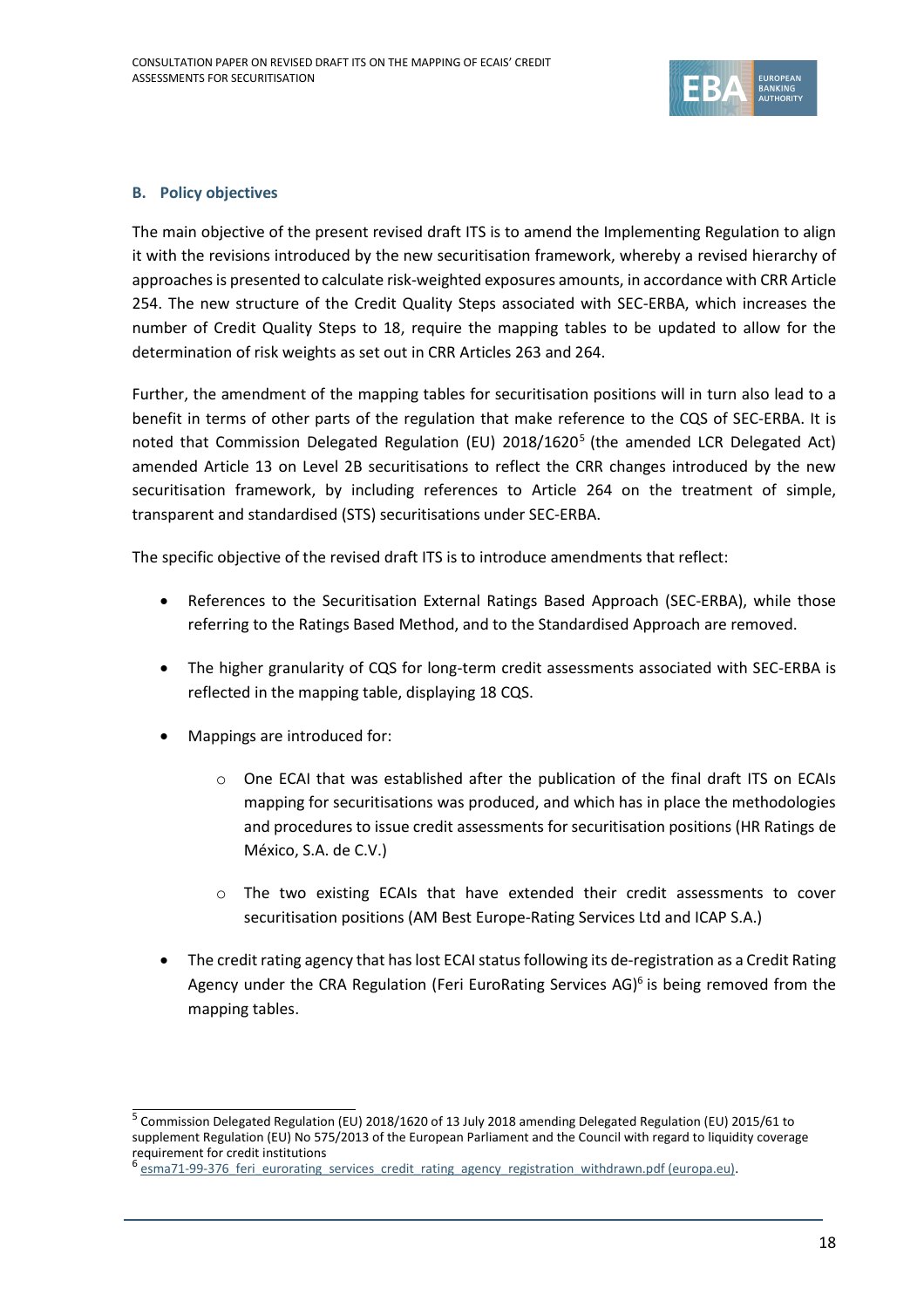## B. Policy objectives

The main objective of the present revised draft ITS is to amend the Implementing Regulation to align it with the revisions introduced by the new securitisation framework, whereby a revised hierarchy of approaches is presented to calculate risk-weighted exposures amounts, in accordance with CRR Article 254. The new structure of the Credit Quality Steps associated with SEC-ERBA, which increases the number of Credit Quality Steps to 18, require the mapping tables to be updated to allow for the determination of risk weights as set out in CRR Articles 263 and 264.

Further, the amendment of the mapping tables for securitisation positions will in turn also lead to a benefit in terms of other parts of the regulation that make reference to the CQS of SEC-ERBA. It is noted that Commission Delegated Regulation (EU) 2018/1620[5] (the amended LCR Delegated Act) amended Article 13 on Level 2B securitisations to reflect the CRR changes introduced by the new securitisation framework, by including references to Article 264 on the treatment of simple, transparent and standardised (STS) securitisations under SEC-ERBA.

The specific objective of the revised draft ITS is to introduce amendments that reflect:

- References to the Securitisation External Ratings Based Approach (SEC-ERBA), while those referring to the Ratings Based Method, and to the Standardised Approach are removed.
- The higher granularity of CQS for long-term credit assessments associated with SEC-ERBA is reflected in the mapping table, displaying 18 CQS.
- Mappings are introduced for:
  - One ECAI that was established after the publication of the final draft ITS on ECAIs mapping for securitisations was produced, and which has in place the methodologies and procedures to issue credit assessments for securitisation positions (HR Ratings de México, S.A. de C.V.)
  - The two existing ECAIs that have extended their credit assessments to cover securitisation positions (AM Best Europe-Rating Services Ltd and ICAP S.A.)
- The credit rating agency that has lost ECAI status following its de-registration as a Credit Rating Agency under the CRA Regulation (Feri EuroRating Services AG)[6] is being removed from the mapping tables.

---

[5] Commission Delegated Regulation (EU) 2018/1620 of 13 July 2018 amending Delegated Regulation (EU) 2015/61 to supplement Regulation (EU) No 575/2013 of the European Parliament and the Council with regard to liquidity coverage requirement for credit institutions

[6] esma71-99-376_feri_eurorating_services_credit_rating_agency_registration_withdrawn.pdf (europa.eu).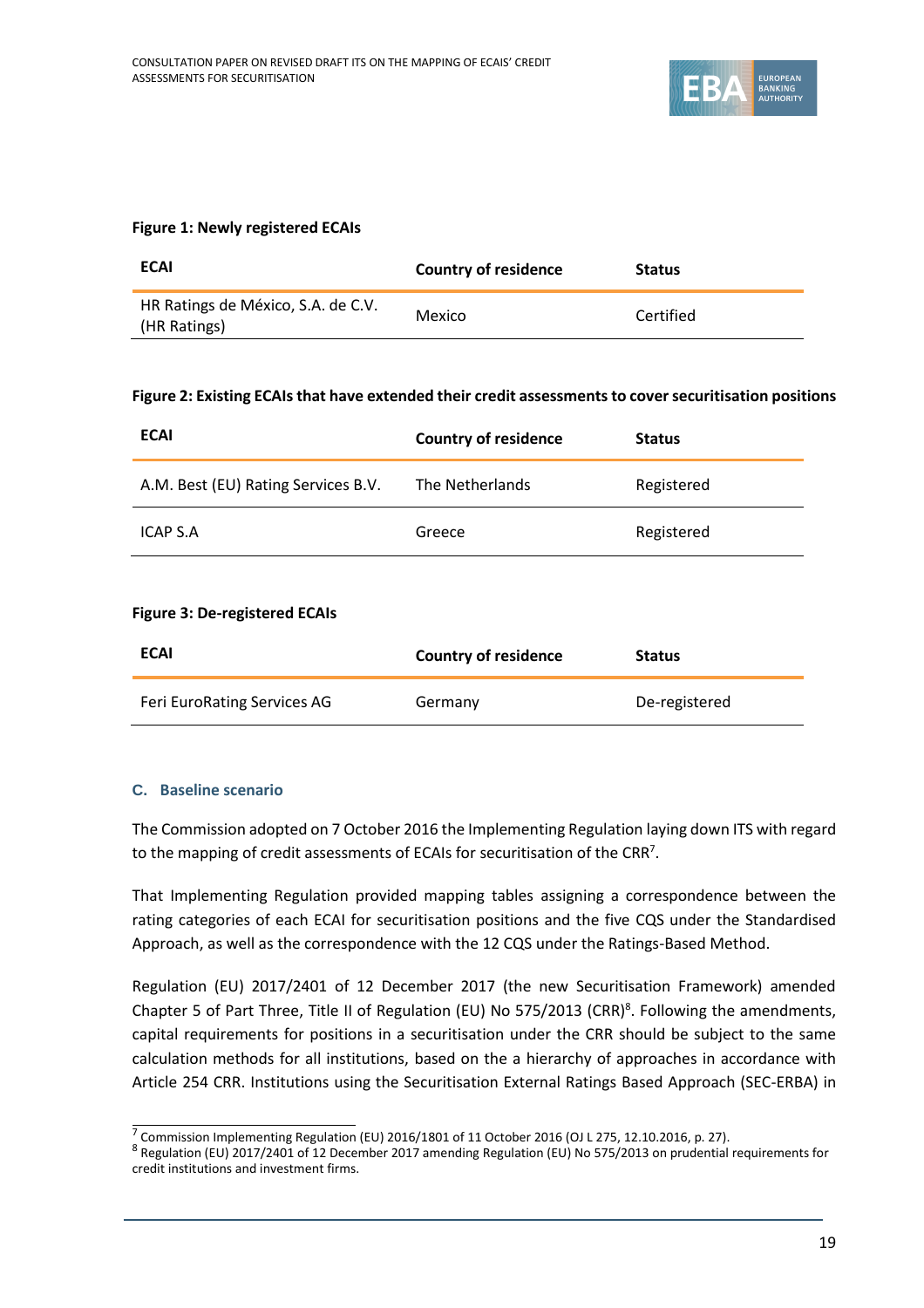**Figure 1: Newly registered ECAIs**

| ECAI | Country of residence | Status |
|---|---|---|
| HR Ratings de México, S.A. de C.V. (HR Ratings) | Mexico | Certified |

**Figure 2: Existing ECAIs that have extended their credit assessments to cover securitisation positions**

| ECAI | Country of residence | Status |
|---|---|---|
| A.M. Best (EU) Rating Services B.V. | The Netherlands | Registered |
| ICAP S.A | Greece | Registered |

**Figure 3: De-registered ECAIs**

| ECAI | Country of residence | Status |
|---|---|---|
| Feri EuroRating Services AG | Germany | De-registered |

### C. Baseline scenario

The Commission adopted on 7 October 2016 the Implementing Regulation laying down ITS with regard to the mapping of credit assessments of ECAIs for securitisation of the CRR[7].

That Implementing Regulation provided mapping tables assigning a correspondence between the rating categories of each ECAI for securitisation positions and the five CQS under the Standardised Approach, as well as the correspondence with the 12 CQS under the Ratings-Based Method.

Regulation (EU) 2017/2401 of 12 December 2017 (the new Securitisation Framework) amended Chapter 5 of Part Three, Title II of Regulation (EU) No 575/2013 (CRR)[8]. Following the amendments, capital requirements for positions in a securitisation under the CRR should be subject to the same calculation methods for all institutions, based on the a hierarchy of approaches in accordance with Article 254 CRR. Institutions using the Securitisation External Ratings Based Approach (SEC-ERBA) in

[7] Commission Implementing Regulation (EU) 2016/1801 of 11 October 2016 (OJ L 275, 12.10.2016, p. 27).

[8] Regulation (EU) 2017/2401 of 12 December 2017 amending Regulation (EU) No 575/2013 on prudential requirements for credit institutions and investment firms.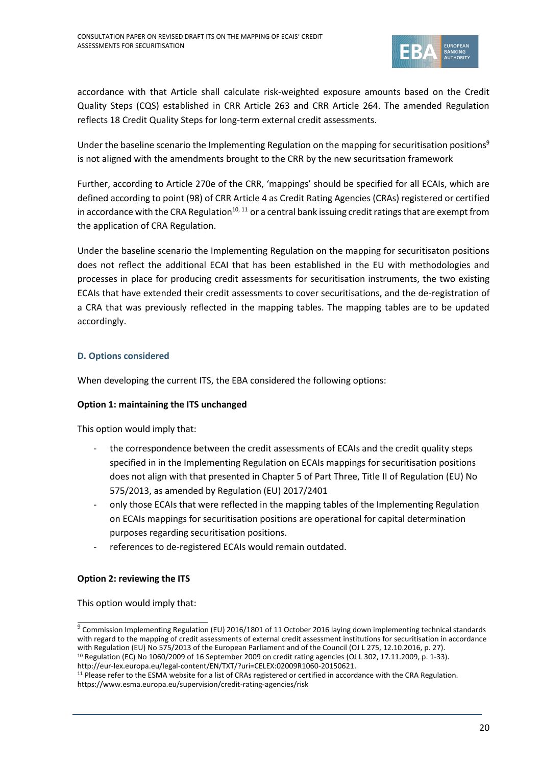accordance with that Article shall calculate risk-weighted exposure amounts based on the Credit Quality Steps (CQS) established in CRR Article 263 and CRR Article 264. The amended Regulation reflects 18 Credit Quality Steps for long-term external credit assessments.

Under the baseline scenario the Implementing Regulation on the mapping for securitisation positions[9] is not aligned with the amendments brought to the CRR by the new securitsation framework

Further, according to Article 270e of the CRR, 'mappings' should be specified for all ECAIs, which are defined according to point (98) of CRR Article 4 as Credit Rating Agencies (CRAs) registered or certified in accordance with the CRA Regulation[10, 11] or a central bank issuing credit ratings that are exempt from the application of CRA Regulation.

Under the baseline scenario the Implementing Regulation on the mapping for securitisaton positions does not reflect the additional ECAI that has been established in the EU with methodologies and processes in place for producing credit assessments for securitisation instruments, the two existing ECAIs that have extended their credit assessments to cover securitisations, and the de-registration of a CRA that was previously reflected in the mapping tables. The mapping tables are to be updated accordingly.

### D. Options considered

When developing the current ITS, the EBA considered the following options:

**Option 1: maintaining the ITS unchanged**

This option would imply that:

- the correspondence between the credit assessments of ECAIs and the credit quality steps specified in in the Implementing Regulation on ECAIs mappings for securitisation positions does not align with that presented in Chapter 5 of Part Three, Title II of Regulation (EU) No 575/2013, as amended by Regulation (EU) 2017/2401
- only those ECAIs that were reflected in the mapping tables of the Implementing Regulation on ECAIs mappings for securitisation positions are operational for capital determination purposes regarding securitisation positions.
- references to de-registered ECAIs would remain outdated.

**Option 2: reviewing the ITS**

This option would imply that:

---

[9] Commission Implementing Regulation (EU) 2016/1801 of 11 October 2016 laying down implementing technical standards with regard to the mapping of credit assessments of external credit assessment institutions for securitisation in accordance with Regulation (EU) No 575/2013 of the European Parliament and of the Council (OJ L 275, 12.10.2016, p. 27).

[10] Regulation (EC) No 1060/2009 of 16 September 2009 on credit rating agencies (OJ L 302, 17.11.2009, p. 1-33). http://eur-lex.europa.eu/legal-content/EN/TXT/?uri=CELEX:02009R1060-20150621.

[11] Please refer to the ESMA website for a list of CRAs registered or certified in accordance with the CRA Regulation. https://www.esma.europa.eu/supervision/credit-rating-agencies/risk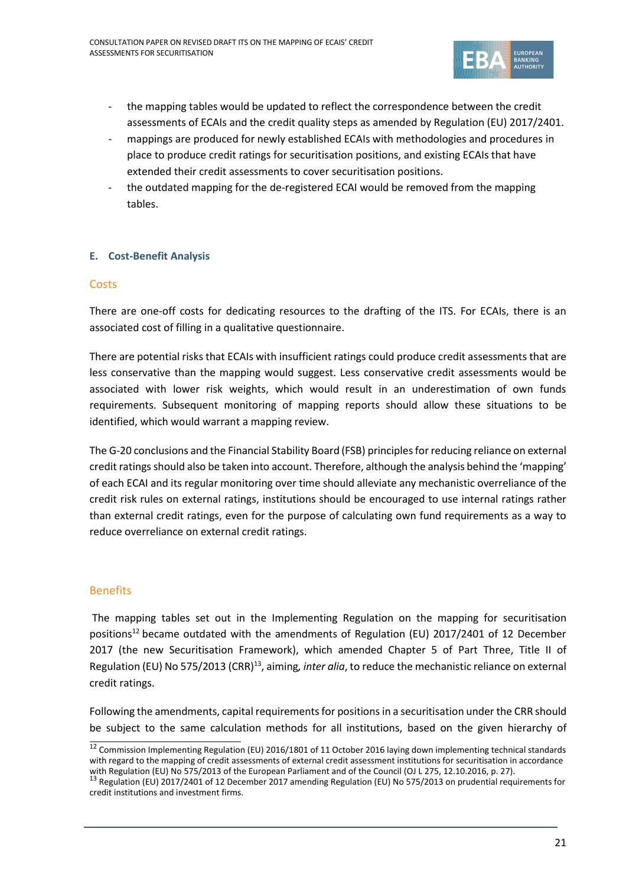- the mapping tables would be updated to reflect the correspondence between the credit assessments of ECAIs and the credit quality steps as amended by Regulation (EU) 2017/2401.
- mappings are produced for newly established ECAIs with methodologies and procedures in place to produce credit ratings for securitisation positions, and existing ECAIs that have extended their credit assessments to cover securitisation positions.
- the outdated mapping for the de-registered ECAI would be removed from the mapping tables.

### E. Cost-Benefit Analysis

#### Costs

There are one-off costs for dedicating resources to the drafting of the ITS. For ECAIs, there is an associated cost of filling in a qualitative questionnaire.

There are potential risks that ECAIs with insufficient ratings could produce credit assessments that are less conservative than the mapping would suggest. Less conservative credit assessments would be associated with lower risk weights, which would result in an underestimation of own funds requirements. Subsequent monitoring of mapping reports should allow these situations to be identified, which would warrant a mapping review.

The G-20 conclusions and the Financial Stability Board (FSB) principles for reducing reliance on external credit ratings should also be taken into account. Therefore, although the analysis behind the 'mapping' of each ECAI and its regular monitoring over time should alleviate any mechanistic overreliance of the credit risk rules on external ratings, institutions should be encouraged to use internal ratings rather than external credit ratings, even for the purpose of calculating own fund requirements as a way to reduce overreliance on external credit ratings.

#### Benefits

The mapping tables set out in the Implementing Regulation on the mapping for securitisation positions[12] became outdated with the amendments of Regulation (EU) 2017/2401 of 12 December 2017 (the new Securitisation Framework), which amended Chapter 5 of Part Three, Title II of Regulation (EU) No 575/2013 (CRR)[13], aiming, *inter alia*, to reduce the mechanistic reliance on external credit ratings.

Following the amendments, capital requirements for positions in a securitisation under the CRR should be subject to the same calculation methods for all institutions, based on the given hierarchy of

[12] Commission Implementing Regulation (EU) 2016/1801 of 11 October 2016 laying down implementing technical standards with regard to the mapping of credit assessments of external credit assessment institutions for securitisation in accordance with Regulation (EU) No 575/2013 of the European Parliament and of the Council (OJ L 275, 12.10.2016, p. 27).

[13] Regulation (EU) 2017/2401 of 12 December 2017 amending Regulation (EU) No 575/2013 on prudential requirements for credit institutions and investment firms.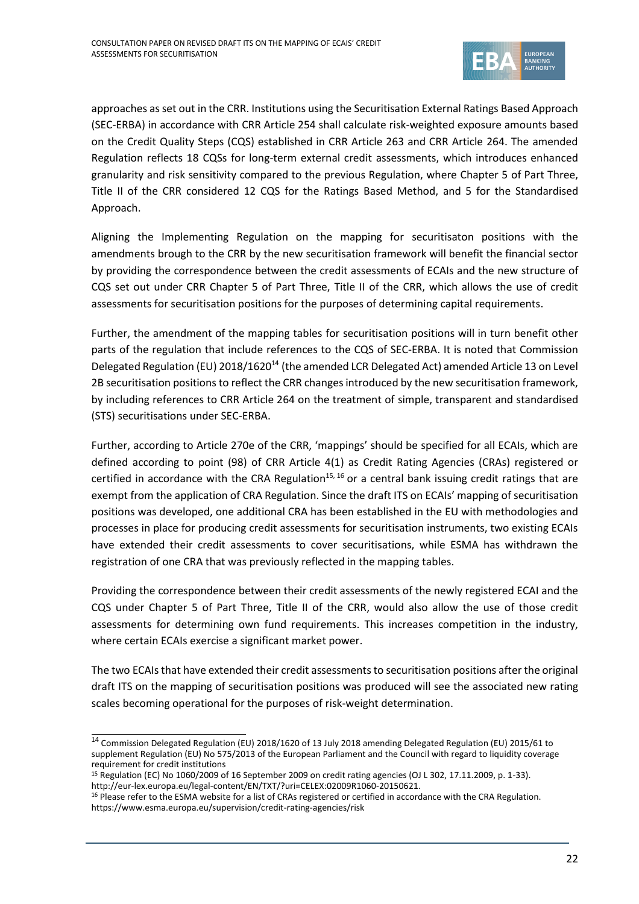approaches as set out in the CRR. Institutions using the Securitisation External Ratings Based Approach (SEC-ERBA) in accordance with CRR Article 254 shall calculate risk-weighted exposure amounts based on the Credit Quality Steps (CQS) established in CRR Article 263 and CRR Article 264. The amended Regulation reflects 18 CQSs for long-term external credit assessments, which introduces enhanced granularity and risk sensitivity compared to the previous Regulation, where Chapter 5 of Part Three, Title II of the CRR considered 12 CQS for the Ratings Based Method, and 5 for the Standardised Approach.

Aligning the Implementing Regulation on the mapping for securitisaton positions with the amendments brough to the CRR by the new securitisation framework will benefit the financial sector by providing the correspondence between the credit assessments of ECAIs and the new structure of CQS set out under CRR Chapter 5 of Part Three, Title II of the CRR, which allows the use of credit assessments for securitisation positions for the purposes of determining capital requirements.

Further, the amendment of the mapping tables for securitisation positions will in turn benefit other parts of the regulation that include references to the CQS of SEC-ERBA. It is noted that Commission Delegated Regulation (EU) 2018/1620[14] (the amended LCR Delegated Act) amended Article 13 on Level 2B securitisation positions to reflect the CRR changes introduced by the new securitisation framework, by including references to CRR Article 264 on the treatment of simple, transparent and standardised (STS) securitisations under SEC-ERBA.

Further, according to Article 270e of the CRR, 'mappings' should be specified for all ECAIs, which are defined according to point (98) of CRR Article 4(1) as Credit Rating Agencies (CRAs) registered or certified in accordance with the CRA Regulation[15, 16] or a central bank issuing credit ratings that are exempt from the application of CRA Regulation. Since the draft ITS on ECAIs' mapping of securitisation positions was developed, one additional CRA has been established in the EU with methodologies and processes in place for producing credit assessments for securitisation instruments, two existing ECAIs have extended their credit assessments to cover securitisations, while ESMA has withdrawn the registration of one CRA that was previously reflected in the mapping tables.

Providing the correspondence between their credit assessments of the newly registered ECAI and the CQS under Chapter 5 of Part Three, Title II of the CRR, would also allow the use of those credit assessments for determining own fund requirements. This increases competition in the industry, where certain ECAIs exercise a significant market power.

The two ECAIs that have extended their credit assessments to securitisation positions after the original draft ITS on the mapping of securitisation positions was produced will see the associated new rating scales becoming operational for the purposes of risk-weight determination.

---

[14] Commission Delegated Regulation (EU) 2018/1620 of 13 July 2018 amending Delegated Regulation (EU) 2015/61 to supplement Regulation (EU) No 575/2013 of the European Parliament and the Council with regard to liquidity coverage requirement for credit institutions

[15] Regulation (EC) No 1060/2009 of 16 September 2009 on credit rating agencies (OJ L 302, 17.11.2009, p. 1-33). http://eur-lex.europa.eu/legal-content/EN/TXT/?uri=CELEX:02009R1060-20150621.

[16] Please refer to the ESMA website for a list of CRAs registered or certified in accordance with the CRA Regulation. https://www.esma.europa.eu/supervision/credit-rating-agencies/risk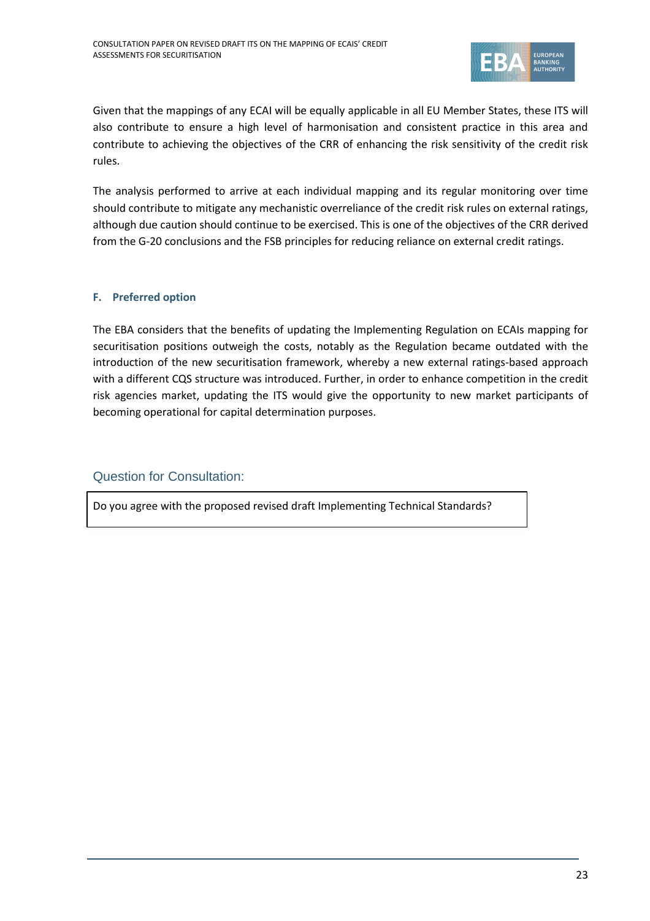Given that the mappings of any ECAI will be equally applicable in all EU Member States, these ITS will also contribute to ensure a high level of harmonisation and consistent practice in this area and contribute to achieving the objectives of the CRR of enhancing the risk sensitivity of the credit risk rules.

The analysis performed to arrive at each individual mapping and its regular monitoring over time should contribute to mitigate any mechanistic overreliance of the credit risk rules on external ratings, although due caution should continue to be exercised. This is one of the objectives of the CRR derived from the G-20 conclusions and the FSB principles for reducing reliance on external credit ratings.

### F. Preferred option

The EBA considers that the benefits of updating the Implementing Regulation on ECAIs mapping for securitisation positions outweigh the costs, notably as the Regulation became outdated with the introduction of the new securitisation framework, whereby a new external ratings-based approach with a different CQS structure was introduced. Further, in order to enhance competition in the credit risk agencies market, updating the ITS would give the opportunity to new market participants of becoming operational for capital determination purposes.

## Question for Consultation:

Do you agree with the proposed revised draft Implementing Technical Standards?